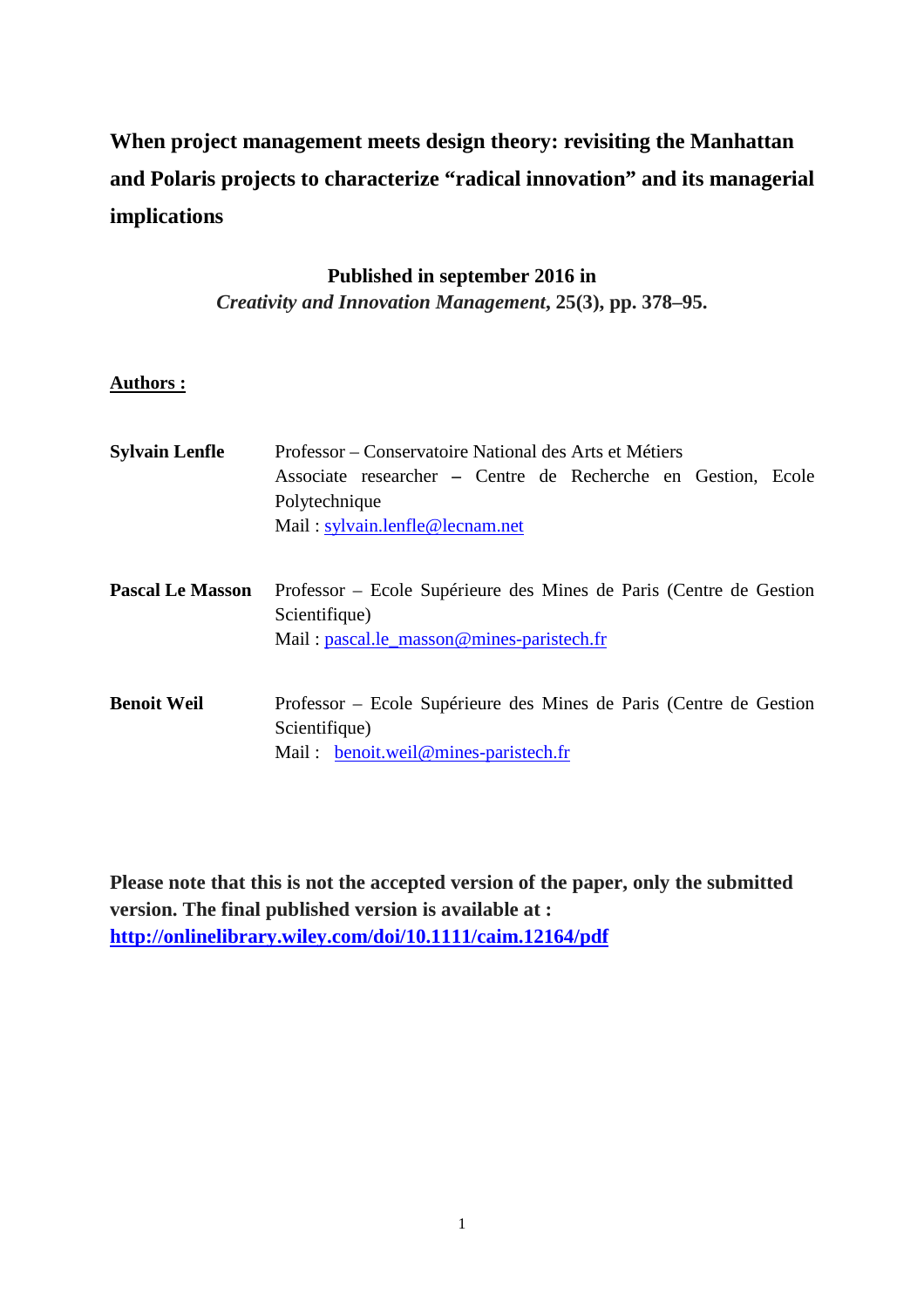# When project management meets design theory: revisiting the Manhattan and Polaris projects to characterize "radical innovation" and its managerial implications

**Published in september 2016 in**
***Creativity and Innovation Management*, 25(3), pp. 378–95.**

**Authors :**

**Sylvain Lenfle**
Professor – Conservatoire National des Arts et Métiers
Associate researcher – Centre de Recherche en Gestion, Ecole Polytechnique
Mail : sylvain.lenfle@lecnam.net

**Pascal Le Masson**
Professor – Ecole Supérieure des Mines de Paris (Centre de Gestion Scientifique)
Mail : pascal.le_masson@mines-paristech.fr

**Benoit Weil**
Professor – Ecole Supérieure des Mines de Paris (Centre de Gestion Scientifique)
Mail : benoit.weil@mines-paristech.fr

**Please note that this is not the accepted version of the paper, only the submitted version. The final published version is available at :**
**http://onlinelibrary.wiley.com/doi/10.1111/caim.12164/pdf**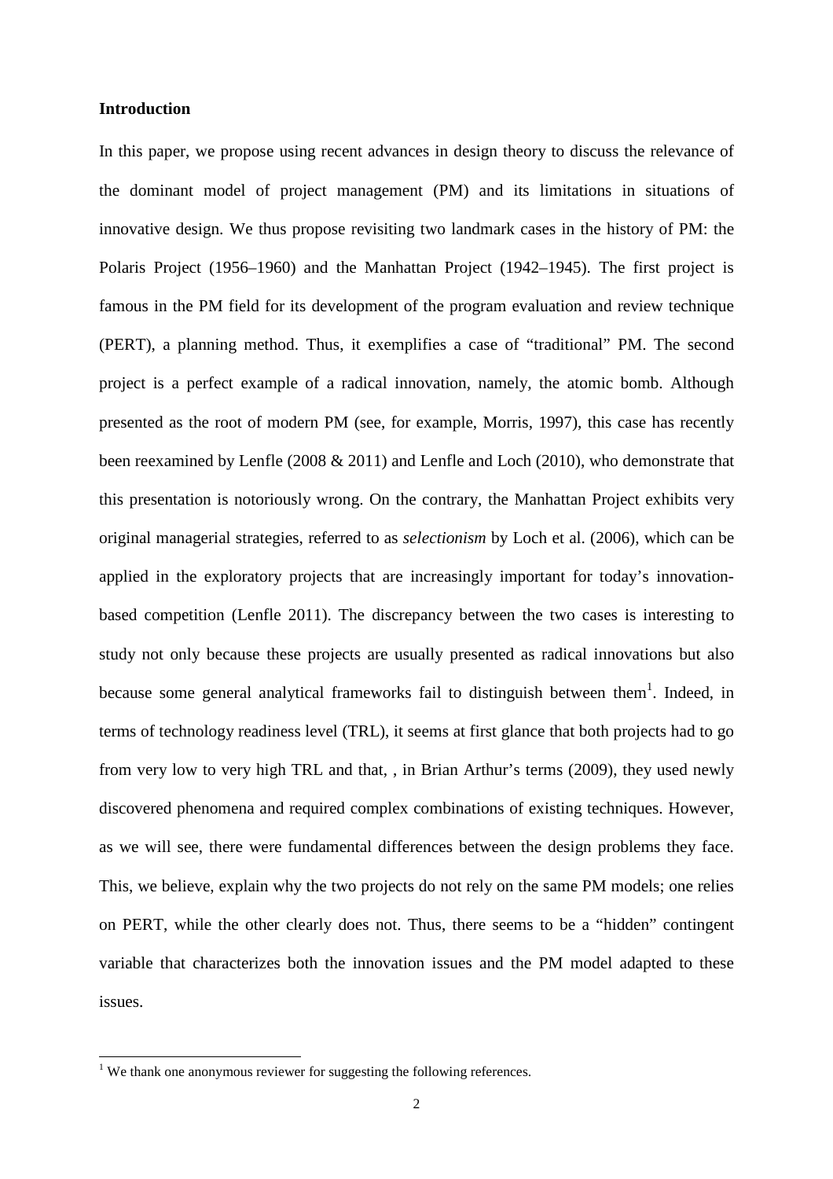**Introduction**

In this paper, we propose using recent advances in design theory to discuss the relevance of the dominant model of project management (PM) and its limitations in situations of innovative design. We thus propose revisiting two landmark cases in the history of PM: the Polaris Project (1956–1960) and the Manhattan Project (1942–1945). The first project is famous in the PM field for its development of the program evaluation and review technique (PERT), a planning method. Thus, it exemplifies a case of "traditional" PM. The second project is a perfect example of a radical innovation, namely, the atomic bomb. Although presented as the root of modern PM (see, for example, Morris, 1997), this case has recently been reexamined by Lenfle (2008 & 2011) and Lenfle and Loch (2010), who demonstrate that this presentation is notoriously wrong. On the contrary, the Manhattan Project exhibits very original managerial strategies, referred to as *selectionism* by Loch et al. (2006), which can be applied in the exploratory projects that are increasingly important for today's innovation-based competition (Lenfle 2011). The discrepancy between the two cases is interesting to study not only because these projects are usually presented as radical innovations but also because some general analytical frameworks fail to distinguish between them[1]. Indeed, in terms of technology readiness level (TRL), it seems at first glance that both projects had to go from very low to very high TRL and that, , in Brian Arthur's terms (2009), they used newly discovered phenomena and required complex combinations of existing techniques. However, as we will see, there were fundamental differences between the design problems they face. This, we believe, explain why the two projects do not rely on the same PM models; one relies on PERT, while the other clearly does not. Thus, there seems to be a "hidden" contingent variable that characterizes both the innovation issues and the PM model adapted to these issues.

[1] We thank one anonymous reviewer for suggesting the following references.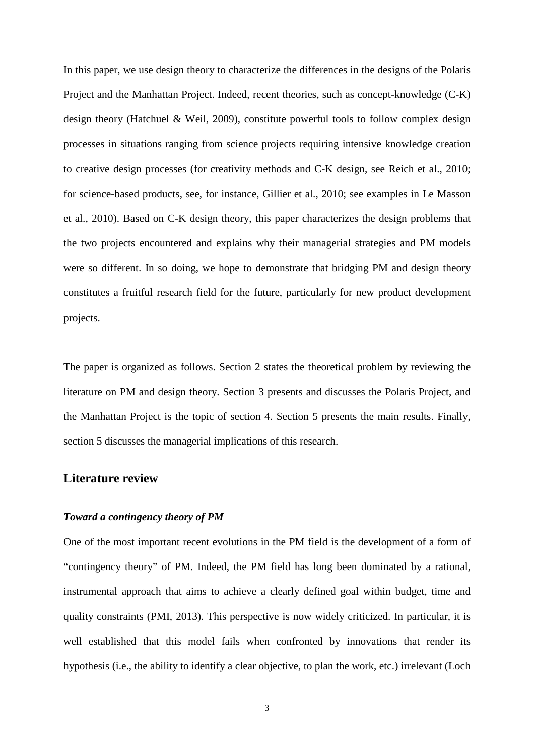In this paper, we use design theory to characterize the differences in the designs of the Polaris Project and the Manhattan Project. Indeed, recent theories, such as concept-knowledge (C-K) design theory (Hatchuel & Weil, 2009), constitute powerful tools to follow complex design processes in situations ranging from science projects requiring intensive knowledge creation to creative design processes (for creativity methods and C-K design, see Reich et al., 2010; for science-based products, see, for instance, Gillier et al., 2010; see examples in Le Masson et al., 2010). Based on C-K design theory, this paper characterizes the design problems that the two projects encountered and explains why their managerial strategies and PM models were so different. In so doing, we hope to demonstrate that bridging PM and design theory constitutes a fruitful research field for the future, particularly for new product development projects.

The paper is organized as follows. Section 2 states the theoretical problem by reviewing the literature on PM and design theory. Section 3 presents and discusses the Polaris Project, and the Manhattan Project is the topic of section 4. Section 5 presents the main results. Finally, section 5 discusses the managerial implications of this research.

## Literature review

### *Toward a contingency theory of PM*

One of the most important recent evolutions in the PM field is the development of a form of "contingency theory" of PM. Indeed, the PM field has long been dominated by a rational, instrumental approach that aims to achieve a clearly defined goal within budget, time and quality constraints (PMI, 2013). This perspective is now widely criticized. In particular, it is well established that this model fails when confronted by innovations that render its hypothesis (i.e., the ability to identify a clear objective, to plan the work, etc.) irrelevant (Loch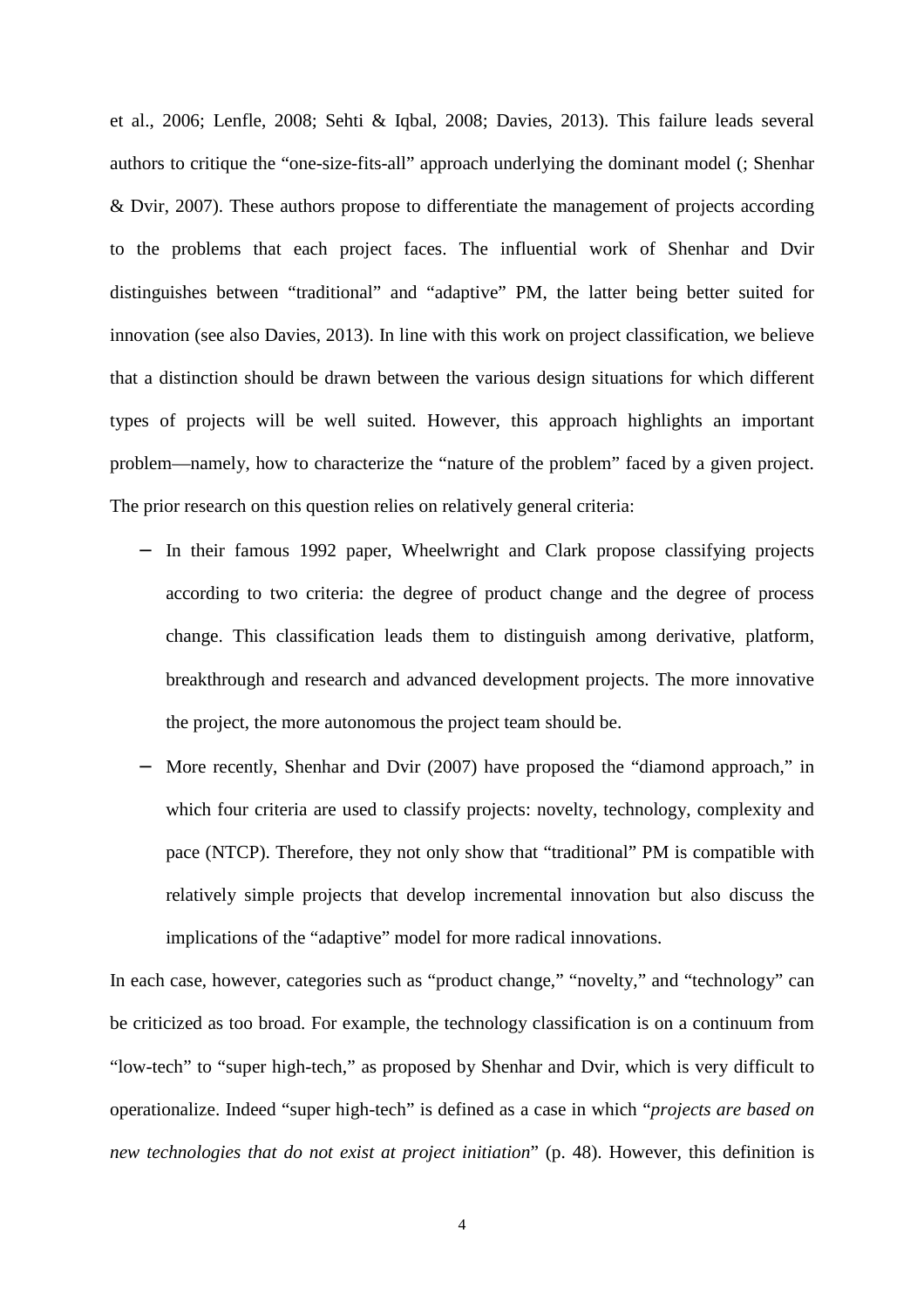et al., 2006; Lenfle, 2008; Sehti & Iqbal, 2008; Davies, 2013). This failure leads several authors to critique the "one-size-fits-all" approach underlying the dominant model (; Shenhar & Dvir, 2007). These authors propose to differentiate the management of projects according to the problems that each project faces. The influential work of Shenhar and Dvir distinguishes between "traditional" and "adaptive" PM, the latter being better suited for innovation (see also Davies, 2013). In line with this work on project classification, we believe that a distinction should be drawn between the various design situations for which different types of projects will be well suited. However, this approach highlights an important problem—namely, how to characterize the "nature of the problem" faced by a given project. The prior research on this question relies on relatively general criteria:

- In their famous 1992 paper, Wheelwright and Clark propose classifying projects according to two criteria: the degree of product change and the degree of process change. This classification leads them to distinguish among derivative, platform, breakthrough and research and advanced development projects. The more innovative the project, the more autonomous the project team should be.
- More recently, Shenhar and Dvir (2007) have proposed the "diamond approach," in which four criteria are used to classify projects: novelty, technology, complexity and pace (NTCP). Therefore, they not only show that "traditional" PM is compatible with relatively simple projects that develop incremental innovation but also discuss the implications of the "adaptive" model for more radical innovations.

In each case, however, categories such as "product change," "novelty," and "technology" can be criticized as too broad. For example, the technology classification is on a continuum from "low-tech" to "super high-tech," as proposed by Shenhar and Dvir, which is very difficult to operationalize. Indeed "super high-tech" is defined as a case in which "*projects are based on new technologies that do not exist at project initiation*" (p. 48). However, this definition is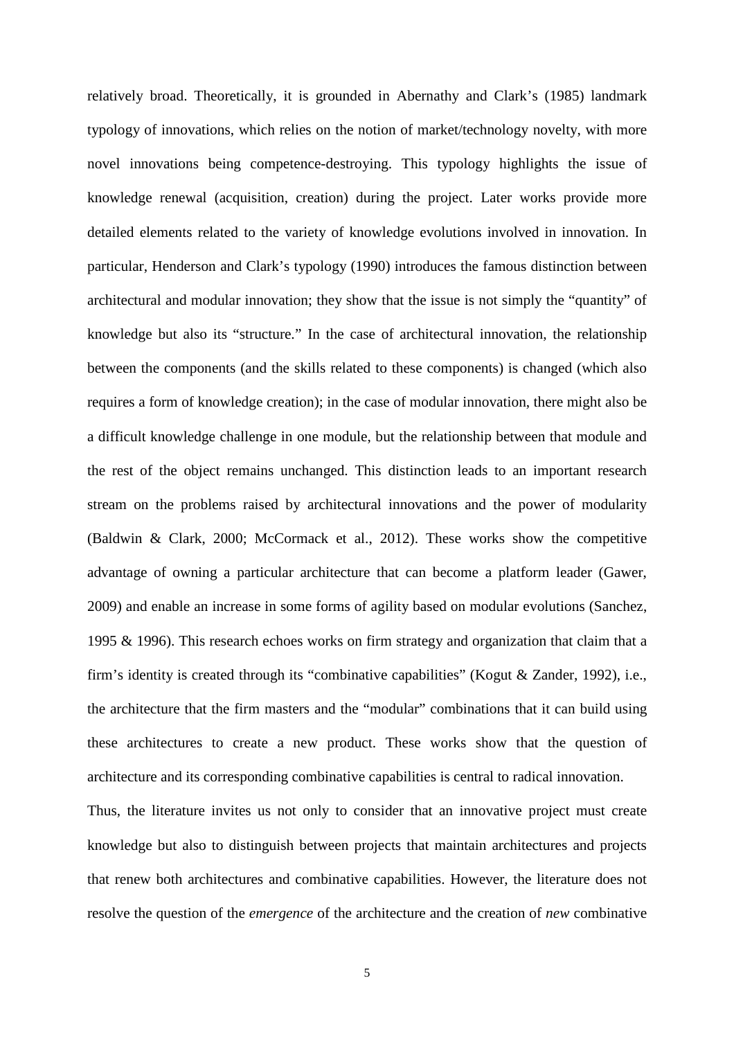relatively broad. Theoretically, it is grounded in Abernathy and Clark's (1985) landmark typology of innovations, which relies on the notion of market/technology novelty, with more novel innovations being competence-destroying. This typology highlights the issue of knowledge renewal (acquisition, creation) during the project. Later works provide more detailed elements related to the variety of knowledge evolutions involved in innovation. In particular, Henderson and Clark's typology (1990) introduces the famous distinction between architectural and modular innovation; they show that the issue is not simply the "quantity" of knowledge but also its "structure." In the case of architectural innovation, the relationship between the components (and the skills related to these components) is changed (which also requires a form of knowledge creation); in the case of modular innovation, there might also be a difficult knowledge challenge in one module, but the relationship between that module and the rest of the object remains unchanged. This distinction leads to an important research stream on the problems raised by architectural innovations and the power of modularity (Baldwin & Clark, 2000; McCormack et al., 2012). These works show the competitive advantage of owning a particular architecture that can become a platform leader (Gawer, 2009) and enable an increase in some forms of agility based on modular evolutions (Sanchez, 1995 & 1996). This research echoes works on firm strategy and organization that claim that a firm's identity is created through its "combinative capabilities" (Kogut & Zander, 1992), i.e., the architecture that the firm masters and the "modular" combinations that it can build using these architectures to create a new product. These works show that the question of architecture and its corresponding combinative capabilities is central to radical innovation.

Thus, the literature invites us not only to consider that an innovative project must create knowledge but also to distinguish between projects that maintain architectures and projects that renew both architectures and combinative capabilities. However, the literature does not resolve the question of the *emergence* of the architecture and the creation of *new* combinative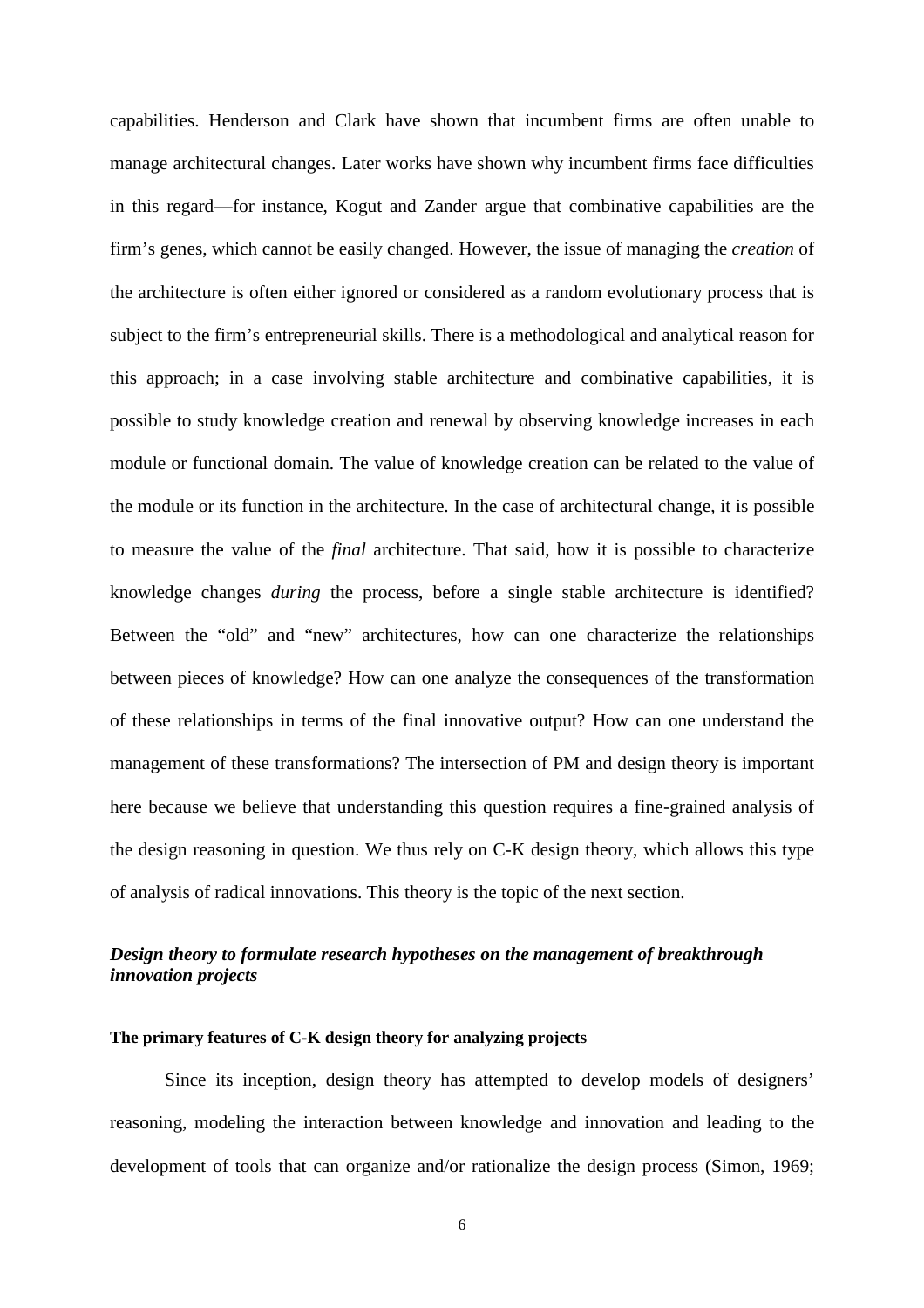capabilities. Henderson and Clark have shown that incumbent firms are often unable to manage architectural changes. Later works have shown why incumbent firms face difficulties in this regard—for instance, Kogut and Zander argue that combinative capabilities are the firm's genes, which cannot be easily changed. However, the issue of managing the *creation* of the architecture is often either ignored or considered as a random evolutionary process that is subject to the firm's entrepreneurial skills. There is a methodological and analytical reason for this approach; in a case involving stable architecture and combinative capabilities, it is possible to study knowledge creation and renewal by observing knowledge increases in each module or functional domain. The value of knowledge creation can be related to the value of the module or its function in the architecture. In the case of architectural change, it is possible to measure the value of the *final* architecture. That said, how it is possible to characterize knowledge changes *during* the process, before a single stable architecture is identified? Between the "old" and "new" architectures, how can one characterize the relationships between pieces of knowledge? How can one analyze the consequences of the transformation of these relationships in terms of the final innovative output? How can one understand the management of these transformations? The intersection of PM and design theory is important here because we believe that understanding this question requires a fine-grained analysis of the design reasoning in question. We thus rely on C-K design theory, which allows this type of analysis of radical innovations. This theory is the topic of the next section.

## *Design theory to formulate research hypotheses on the management of breakthrough innovation projects*

### The primary features of C-K design theory for analyzing projects

Since its inception, design theory has attempted to develop models of designers' reasoning, modeling the interaction between knowledge and innovation and leading to the development of tools that can organize and/or rationalize the design process (Simon, 1969;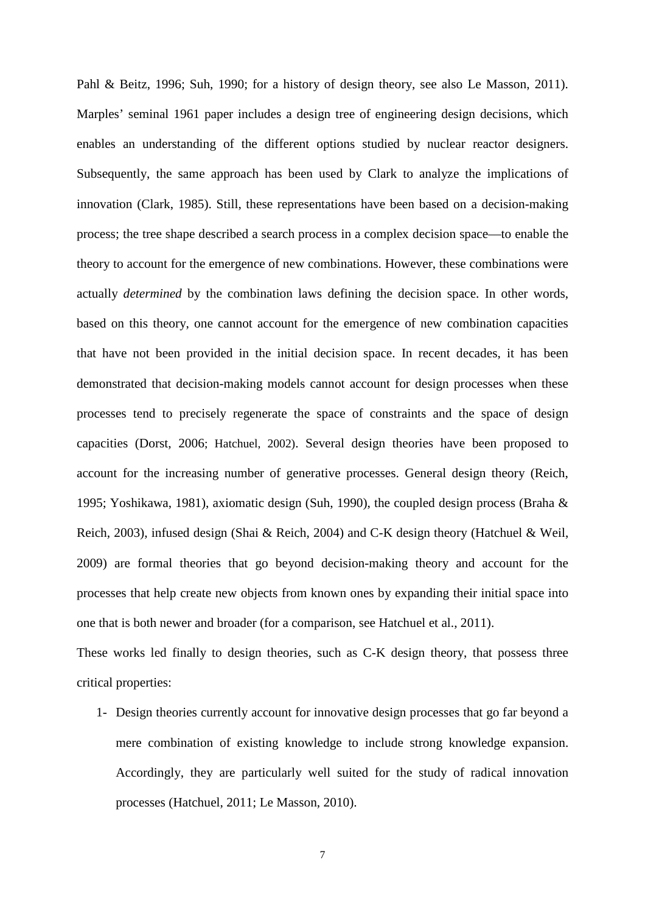Pahl & Beitz, 1996; Suh, 1990; for a history of design theory, see also Le Masson, 2011). Marples' seminal 1961 paper includes a design tree of engineering design decisions, which enables an understanding of the different options studied by nuclear reactor designers. Subsequently, the same approach has been used by Clark to analyze the implications of innovation (Clark, 1985). Still, these representations have been based on a decision-making process; the tree shape described a search process in a complex decision space—to enable the theory to account for the emergence of new combinations. However, these combinations were actually *determined* by the combination laws defining the decision space. In other words, based on this theory, one cannot account for the emergence of new combination capacities that have not been provided in the initial decision space. In recent decades, it has been demonstrated that decision-making models cannot account for design processes when these processes tend to precisely regenerate the space of constraints and the space of design capacities (Dorst, 2006; Hatchuel, 2002). Several design theories have been proposed to account for the increasing number of generative processes. General design theory (Reich, 1995; Yoshikawa, 1981), axiomatic design (Suh, 1990), the coupled design process (Braha & Reich, 2003), infused design (Shai & Reich, 2004) and C-K design theory (Hatchuel & Weil, 2009) are formal theories that go beyond decision-making theory and account for the processes that help create new objects from known ones by expanding their initial space into one that is both newer and broader (for a comparison, see Hatchuel et al., 2011).

These works led finally to design theories, such as C-K design theory, that possess three critical properties:

1- Design theories currently account for innovative design processes that go far beyond a mere combination of existing knowledge to include strong knowledge expansion. Accordingly, they are particularly well suited for the study of radical innovation processes (Hatchuel, 2011; Le Masson, 2010).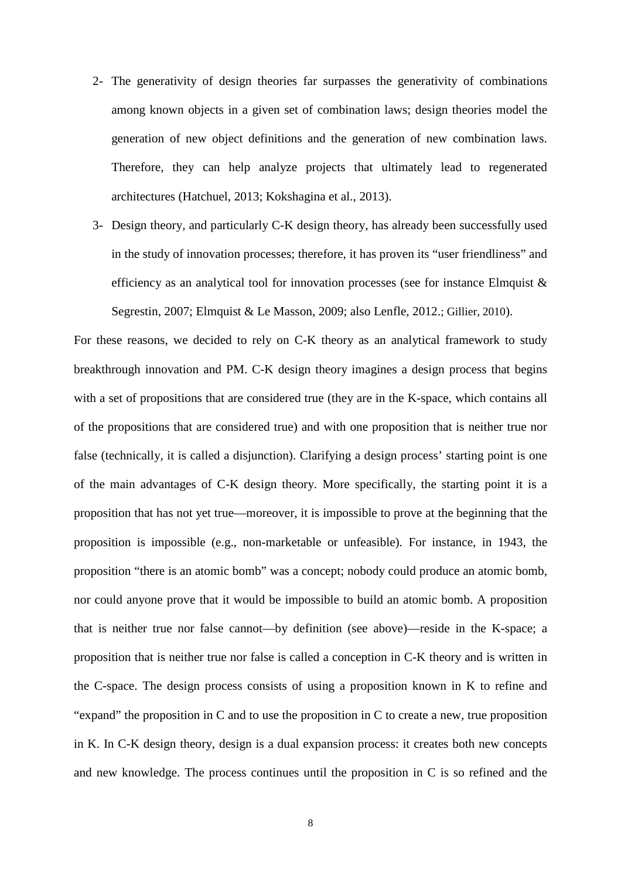2- The generativity of design theories far surpasses the generativity of combinations among known objects in a given set of combination laws; design theories model the generation of new object definitions and the generation of new combination laws. Therefore, they can help analyze projects that ultimately lead to regenerated architectures (Hatchuel, 2013; Kokshagina et al., 2013).

3- Design theory, and particularly C-K design theory, has already been successfully used in the study of innovation processes; therefore, it has proven its "user friendliness" and efficiency as an analytical tool for innovation processes (see for instance Elmquist & Segrestin, 2007; Elmquist & Le Masson, 2009; also Lenfle, 2012.; Gillier, 2010).

For these reasons, we decided to rely on C-K theory as an analytical framework to study breakthrough innovation and PM. C-K design theory imagines a design process that begins with a set of propositions that are considered true (they are in the K-space, which contains all of the propositions that are considered true) and with one proposition that is neither true nor false (technically, it is called a disjunction). Clarifying a design process' starting point is one of the main advantages of C-K design theory. More specifically, the starting point it is a proposition that has not yet true—moreover, it is impossible to prove at the beginning that the proposition is impossible (e.g., non-marketable or unfeasible). For instance, in 1943, the proposition "there is an atomic bomb" was a concept; nobody could produce an atomic bomb, nor could anyone prove that it would be impossible to build an atomic bomb. A proposition that is neither true nor false cannot—by definition (see above)—reside in the K-space; a proposition that is neither true nor false is called a conception in C-K theory and is written in the C-space. The design process consists of using a proposition known in K to refine and "expand" the proposition in C and to use the proposition in C to create a new, true proposition in K. In C-K design theory, design is a dual expansion process: it creates both new concepts and new knowledge. The process continues until the proposition in C is so refined and the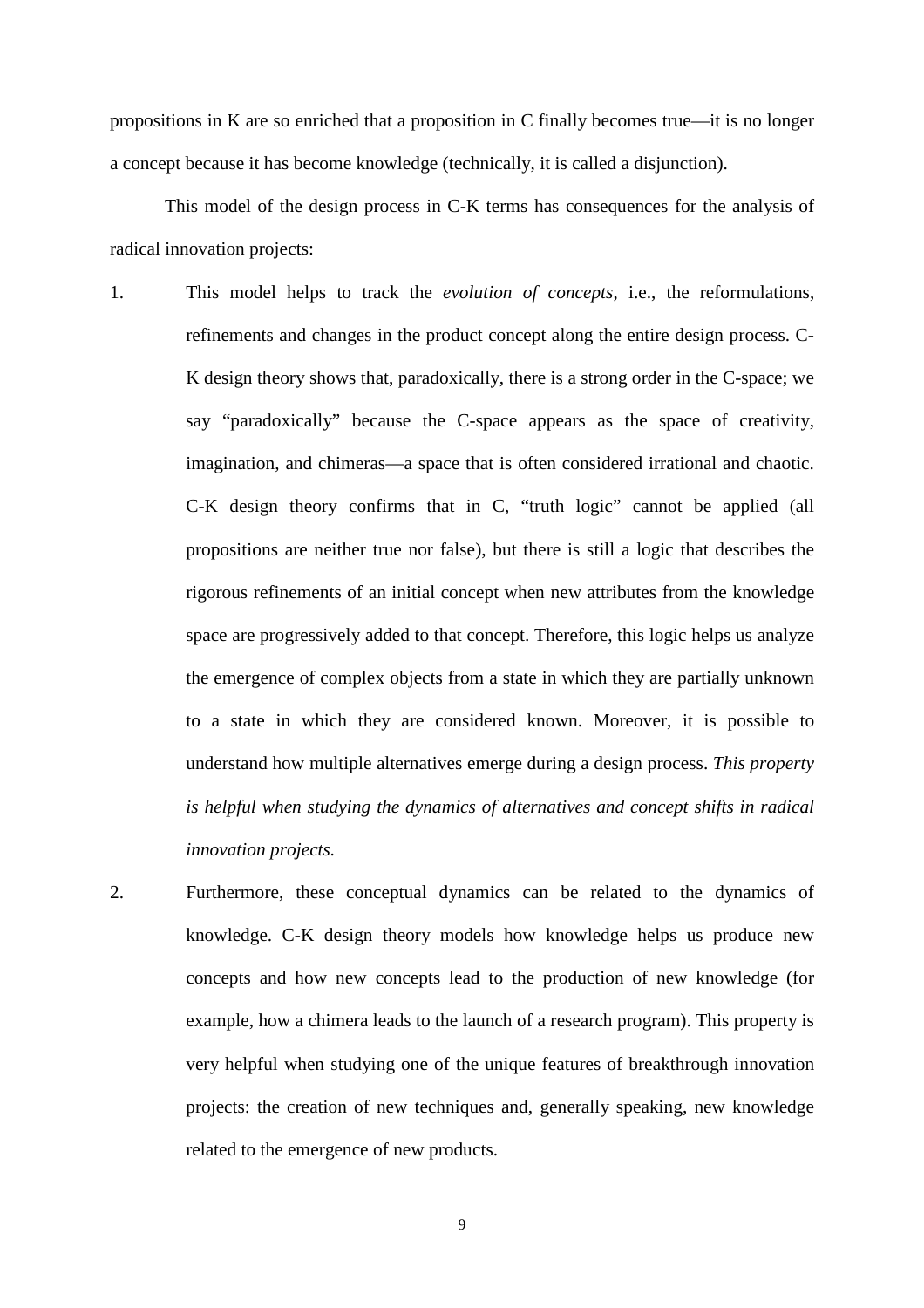propositions in K are so enriched that a proposition in C finally becomes true—it is no longer a concept because it has become knowledge (technically, it is called a disjunction).

This model of the design process in C-K terms has consequences for the analysis of radical innovation projects:

1. This model helps to track the *evolution of concepts*, i.e., the reformulations, refinements and changes in the product concept along the entire design process. C-K design theory shows that, paradoxically, there is a strong order in the C-space; we say "paradoxically" because the C-space appears as the space of creativity, imagination, and chimeras—a space that is often considered irrational and chaotic. C-K design theory confirms that in C, "truth logic" cannot be applied (all propositions are neither true nor false), but there is still a logic that describes the rigorous refinements of an initial concept when new attributes from the knowledge space are progressively added to that concept. Therefore, this logic helps us analyze the emergence of complex objects from a state in which they are partially unknown to a state in which they are considered known. Moreover, it is possible to understand how multiple alternatives emerge during a design process. *This property is helpful when studying the dynamics of alternatives and concept shifts in radical innovation projects.*

2. Furthermore, these conceptual dynamics can be related to the dynamics of knowledge. C-K design theory models how knowledge helps us produce new concepts and how new concepts lead to the production of new knowledge (for example, how a chimera leads to the launch of a research program). This property is very helpful when studying one of the unique features of breakthrough innovation projects: the creation of new techniques and, generally speaking, new knowledge related to the emergence of new products.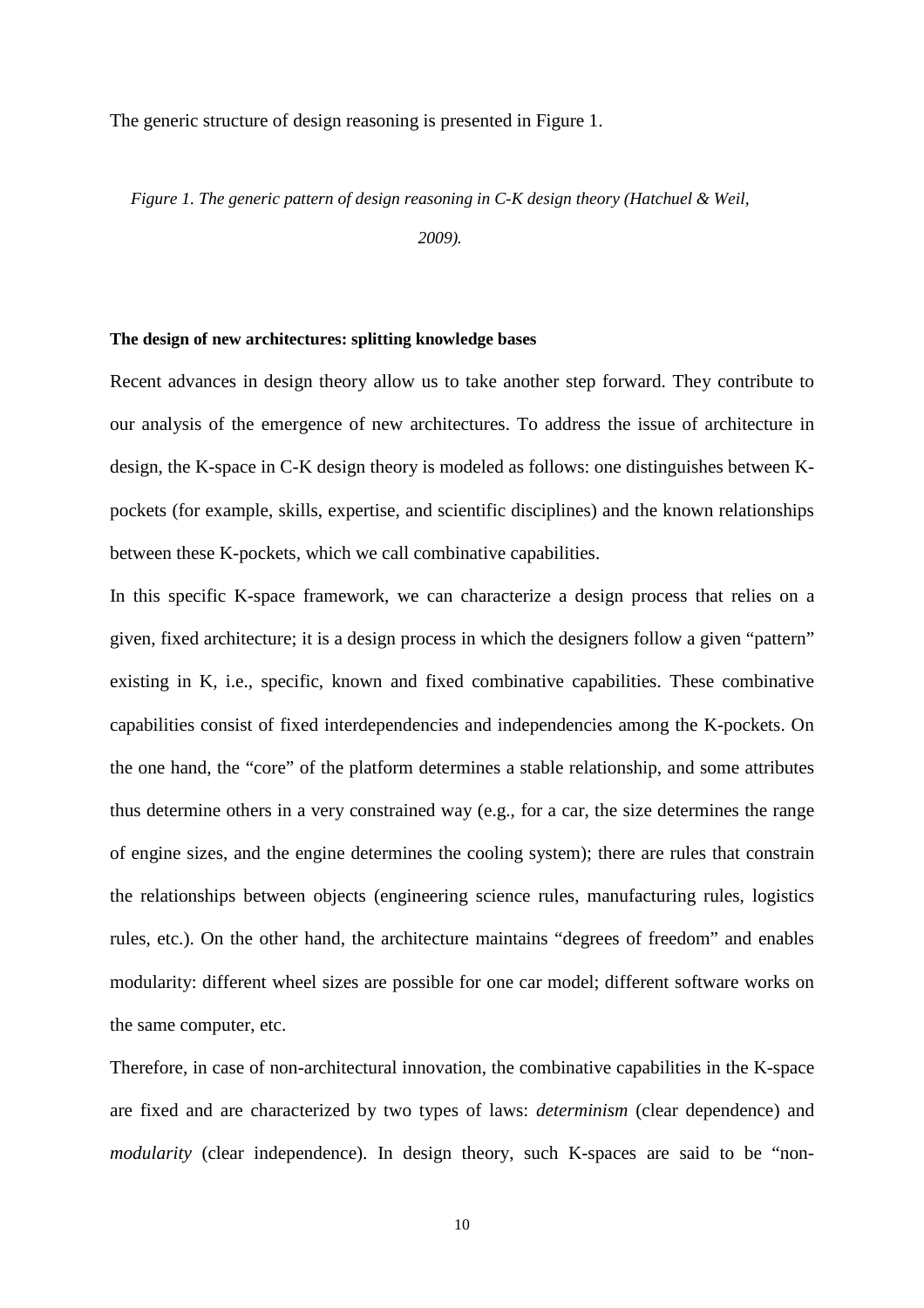The generic structure of design reasoning is presented in Figure 1.

*Figure 1. The generic pattern of design reasoning in C-K design theory (Hatchuel & Weil, 2009).*

**The design of new architectures: splitting knowledge bases**

Recent advances in design theory allow us to take another step forward. They contribute to our analysis of the emergence of new architectures. To address the issue of architecture in design, the K-space in C-K design theory is modeled as follows: one distinguishes between K-pockets (for example, skills, expertise, and scientific disciplines) and the known relationships between these K-pockets, which we call combinative capabilities.

In this specific K-space framework, we can characterize a design process that relies on a given, fixed architecture; it is a design process in which the designers follow a given "pattern" existing in K, i.e., specific, known and fixed combinative capabilities. These combinative capabilities consist of fixed interdependencies and independencies among the K-pockets. On the one hand, the "core" of the platform determines a stable relationship, and some attributes thus determine others in a very constrained way (e.g., for a car, the size determines the range of engine sizes, and the engine determines the cooling system); there are rules that constrain the relationships between objects (engineering science rules, manufacturing rules, logistics rules, etc.). On the other hand, the architecture maintains "degrees of freedom" and enables modularity: different wheel sizes are possible for one car model; different software works on the same computer, etc.

Therefore, in case of non-architectural innovation, the combinative capabilities in the K-space are fixed and are characterized by two types of laws: *determinism* (clear dependence) and *modularity* (clear independence). In design theory, such K-spaces are said to be "non-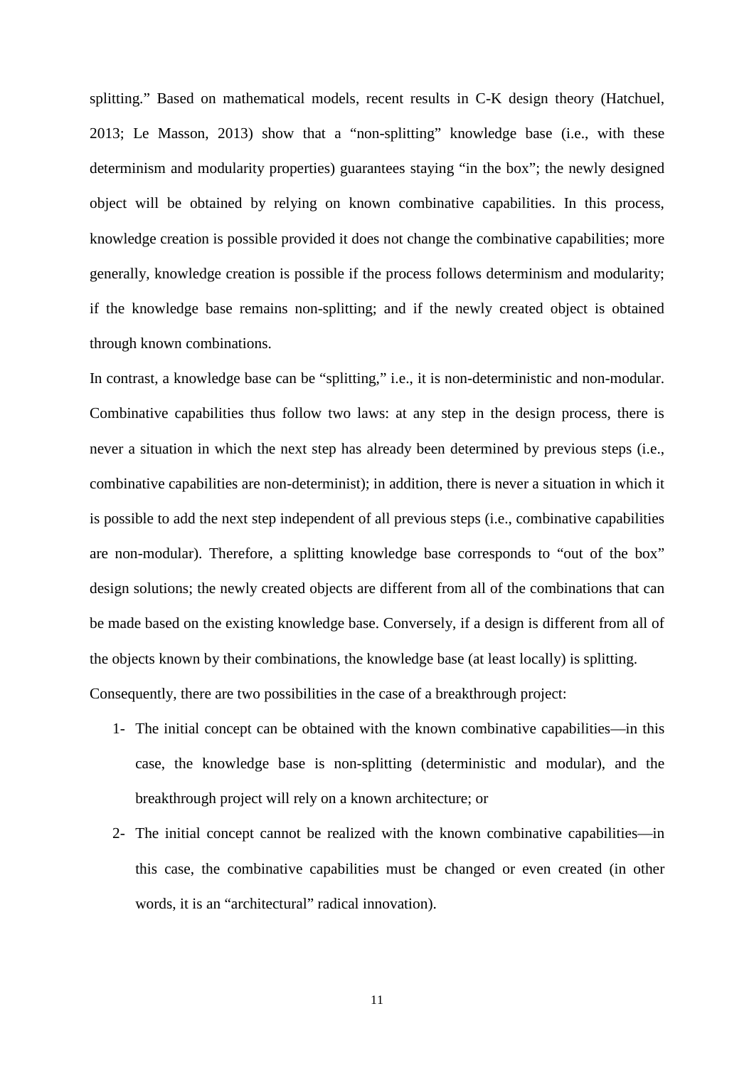splitting." Based on mathematical models, recent results in C-K design theory (Hatchuel, 2013; Le Masson, 2013) show that a "non-splitting" knowledge base (i.e., with these determinism and modularity properties) guarantees staying "in the box"; the newly designed object will be obtained by relying on known combinative capabilities. In this process, knowledge creation is possible provided it does not change the combinative capabilities; more generally, knowledge creation is possible if the process follows determinism and modularity; if the knowledge base remains non-splitting; and if the newly created object is obtained through known combinations.

In contrast, a knowledge base can be "splitting," i.e., it is non-deterministic and non-modular. Combinative capabilities thus follow two laws: at any step in the design process, there is never a situation in which the next step has already been determined by previous steps (i.e., combinative capabilities are non-determinist); in addition, there is never a situation in which it is possible to add the next step independent of all previous steps (i.e., combinative capabilities are non-modular). Therefore, a splitting knowledge base corresponds to "out of the box" design solutions; the newly created objects are different from all of the combinations that can be made based on the existing knowledge base. Conversely, if a design is different from all of the objects known by their combinations, the knowledge base (at least locally) is splitting.

Consequently, there are two possibilities in the case of a breakthrough project:

1- The initial concept can be obtained with the known combinative capabilities—in this case, the knowledge base is non-splitting (deterministic and modular), and the breakthrough project will rely on a known architecture; or

2- The initial concept cannot be realized with the known combinative capabilities—in this case, the combinative capabilities must be changed or even created (in other words, it is an "architectural" radical innovation).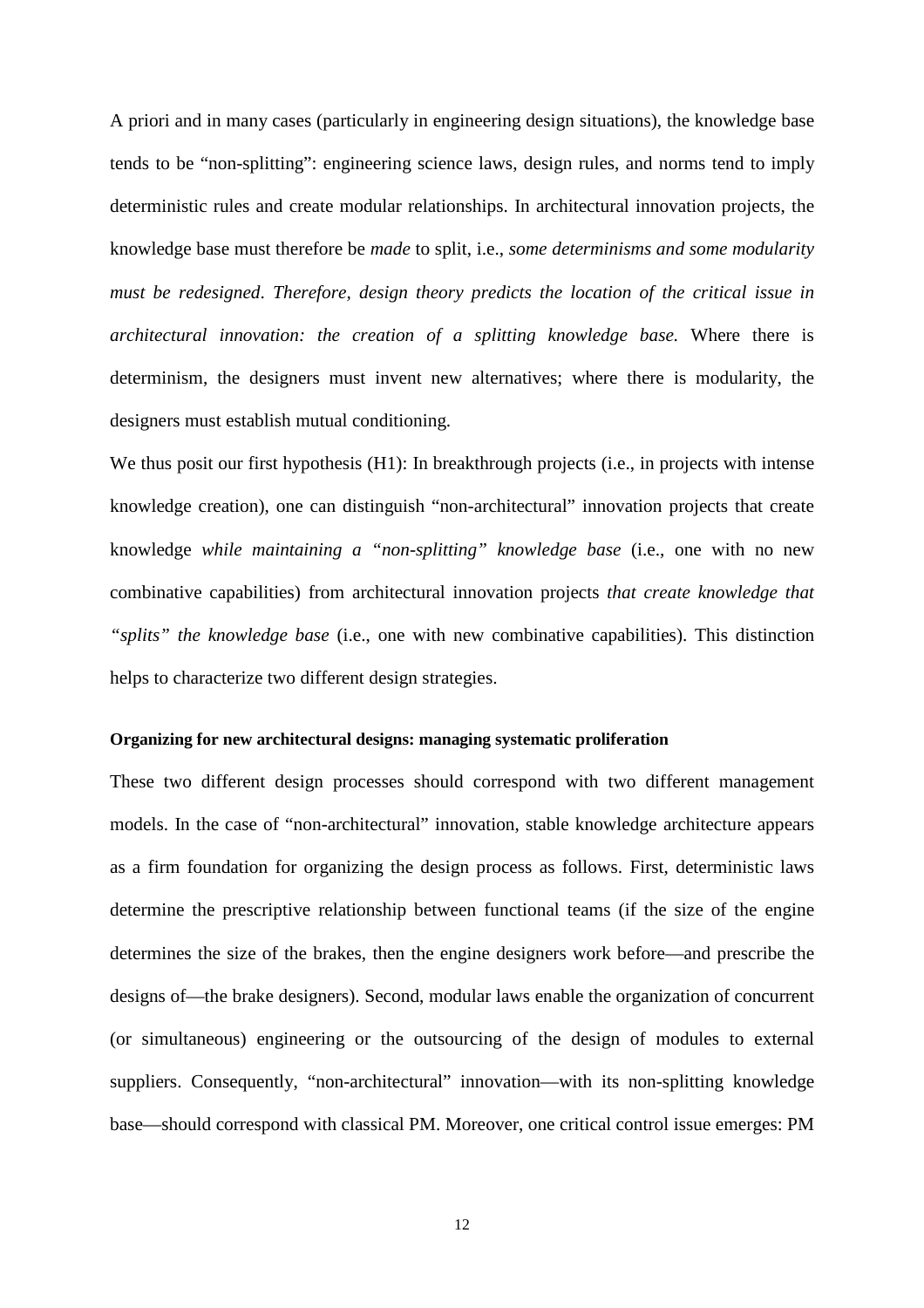A priori and in many cases (particularly in engineering design situations), the knowledge base tends to be "non-splitting": engineering science laws, design rules, and norms tend to imply deterministic rules and create modular relationships. In architectural innovation projects, the knowledge base must therefore be *made* to split, i.e., *some determinisms and some modularity must be redesigned*. *Therefore, design theory predicts the location of the critical issue in architectural innovation: the creation of a splitting knowledge base.* Where there is determinism, the designers must invent new alternatives; where there is modularity, the designers must establish mutual conditioning.

We thus posit our first hypothesis (H1): In breakthrough projects (i.e., in projects with intense knowledge creation), one can distinguish "non-architectural" innovation projects that create knowledge *while maintaining a "non-splitting" knowledge base* (i.e., one with no new combinative capabilities) from architectural innovation projects *that create knowledge that "splits" the knowledge base* (i.e., one with new combinative capabilities). This distinction helps to characterize two different design strategies.

#### Organizing for new architectural designs: managing systematic proliferation

These two different design processes should correspond with two different management models. In the case of "non-architectural" innovation, stable knowledge architecture appears as a firm foundation for organizing the design process as follows. First, deterministic laws determine the prescriptive relationship between functional teams (if the size of the engine determines the size of the brakes, then the engine designers work before—and prescribe the designs of—the brake designers). Second, modular laws enable the organization of concurrent (or simultaneous) engineering or the outsourcing of the design of modules to external suppliers. Consequently, "non-architectural" innovation—with its non-splitting knowledge base—should correspond with classical PM. Moreover, one critical control issue emerges: PM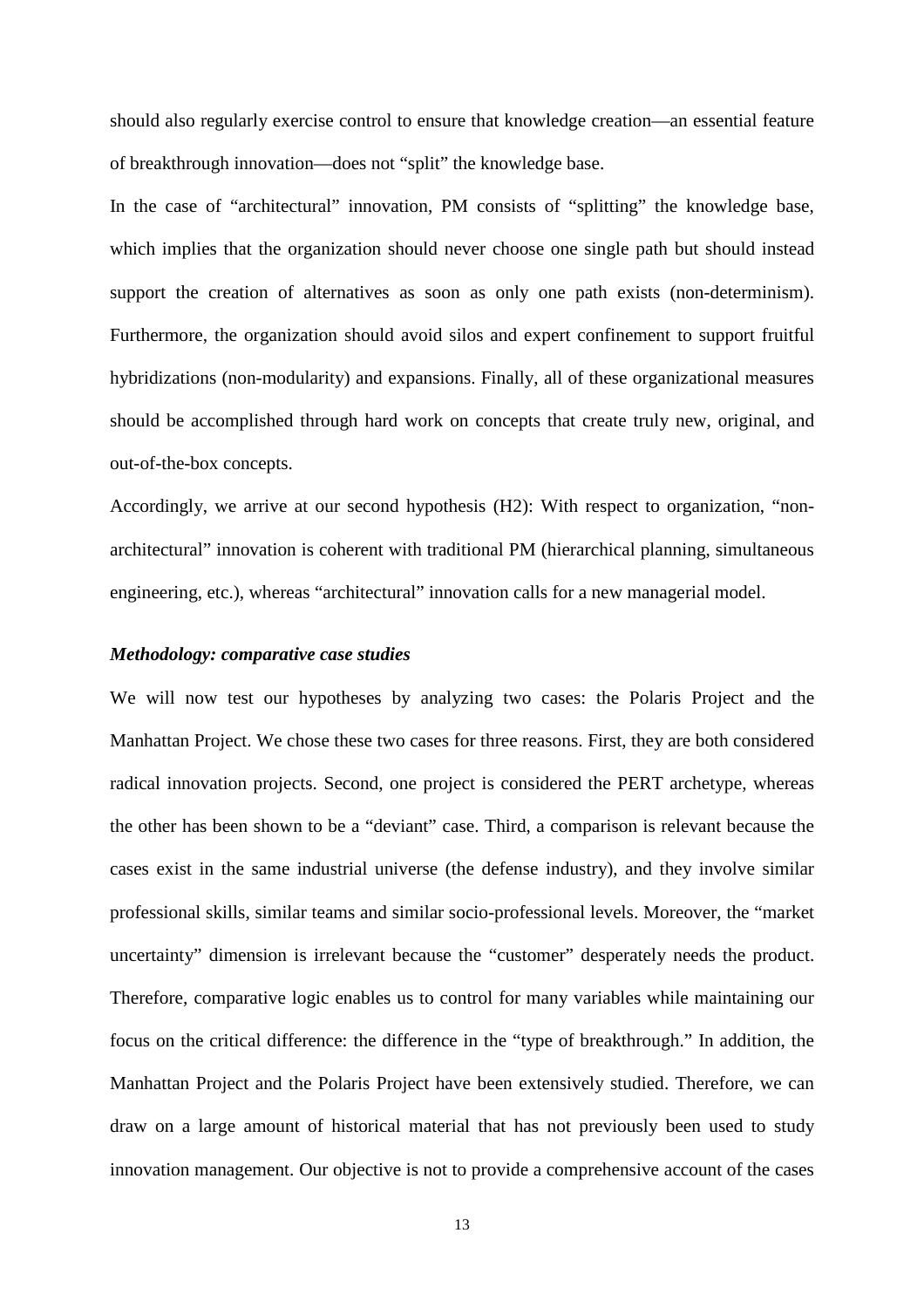should also regularly exercise control to ensure that knowledge creation—an essential feature of breakthrough innovation—does not “split” the knowledge base.

In the case of “architectural” innovation, PM consists of “splitting” the knowledge base, which implies that the organization should never choose one single path but should instead support the creation of alternatives as soon as only one path exists (non-determinism). Furthermore, the organization should avoid silos and expert confinement to support fruitful hybridizations (non-modularity) and expansions. Finally, all of these organizational measures should be accomplished through hard work on concepts that create truly new, original, and out-of-the-box concepts.

Accordingly, we arrive at our second hypothesis (H2): With respect to organization, “non-architectural” innovation is coherent with traditional PM (hierarchical planning, simultaneous engineering, etc.), whereas “architectural” innovation calls for a new managerial model.

### *Methodology: comparative case studies*

We will now test our hypotheses by analyzing two cases: the Polaris Project and the Manhattan Project. We chose these two cases for three reasons. First, they are both considered radical innovation projects. Second, one project is considered the PERT archetype, whereas the other has been shown to be a “deviant” case. Third, a comparison is relevant because the cases exist in the same industrial universe (the defense industry), and they involve similar professional skills, similar teams and similar socio-professional levels. Moreover, the “market uncertainty” dimension is irrelevant because the “customer” desperately needs the product. Therefore, comparative logic enables us to control for many variables while maintaining our focus on the critical difference: the difference in the “type of breakthrough.” In addition, the Manhattan Project and the Polaris Project have been extensively studied. Therefore, we can draw on a large amount of historical material that has not previously been used to study innovation management. Our objective is not to provide a comprehensive account of the cases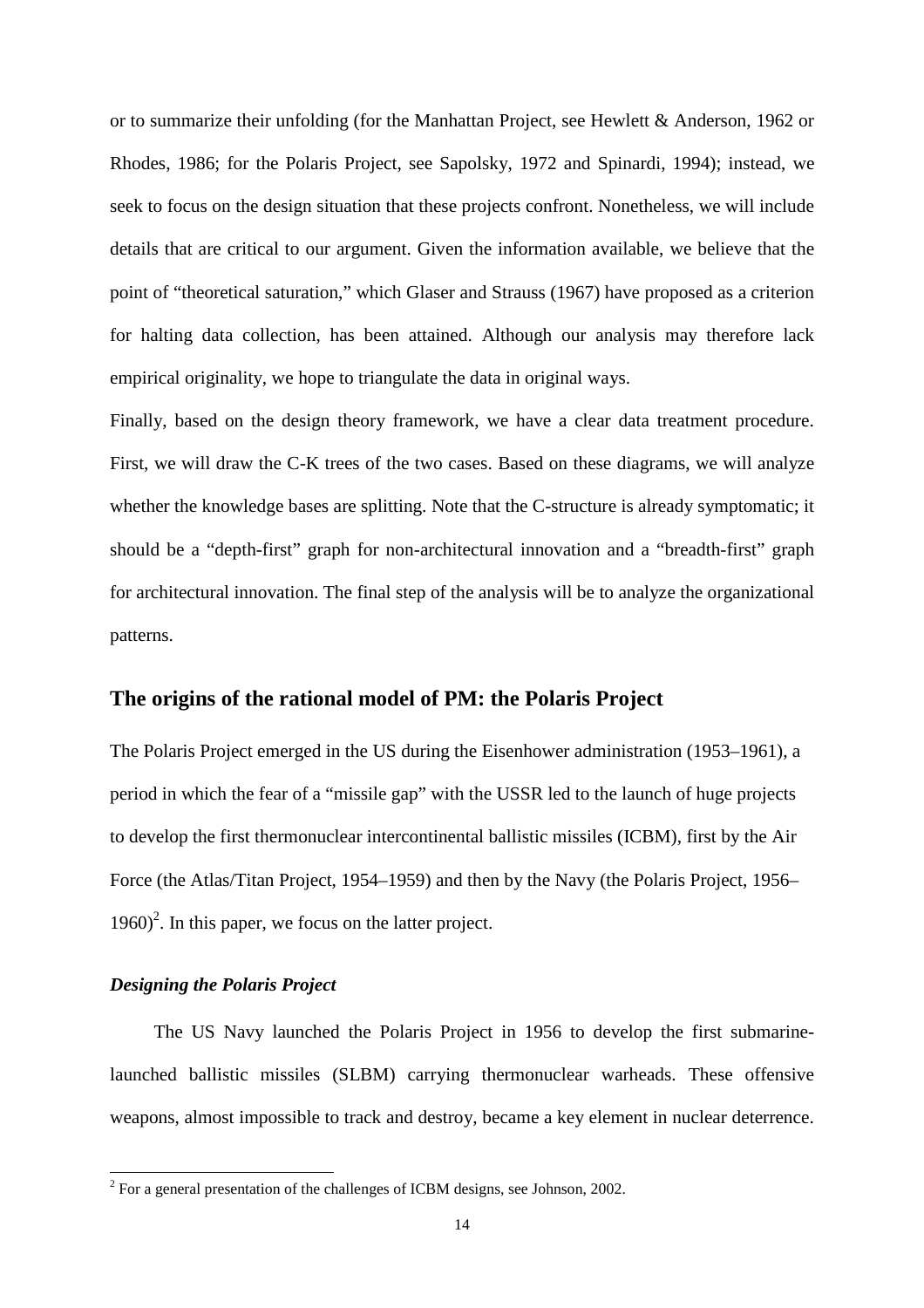or to summarize their unfolding (for the Manhattan Project, see Hewlett & Anderson, 1962 or Rhodes, 1986; for the Polaris Project, see Sapolsky, 1972 and Spinardi, 1994); instead, we seek to focus on the design situation that these projects confront. Nonetheless, we will include details that are critical to our argument. Given the information available, we believe that the point of "theoretical saturation," which Glaser and Strauss (1967) have proposed as a criterion for halting data collection, has been attained. Although our analysis may therefore lack empirical originality, we hope to triangulate the data in original ways.

Finally, based on the design theory framework, we have a clear data treatment procedure. First, we will draw the C-K trees of the two cases. Based on these diagrams, we will analyze whether the knowledge bases are splitting. Note that the C-structure is already symptomatic; it should be a "depth-first" graph for non-architectural innovation and a "breadth-first" graph for architectural innovation. The final step of the analysis will be to analyze the organizational patterns.

## The origins of the rational model of PM: the Polaris Project

The Polaris Project emerged in the US during the Eisenhower administration (1953–1961), a period in which the fear of a "missile gap" with the USSR led to the launch of huge projects to develop the first thermonuclear intercontinental ballistic missiles (ICBM), first by the Air Force (the Atlas/Titan Project, 1954–1959) and then by the Navy (the Polaris Project, 1956–1960)[2]. In this paper, we focus on the latter project.

### *Designing the Polaris Project*

The US Navy launched the Polaris Project in 1956 to develop the first submarine-launched ballistic missiles (SLBM) carrying thermonuclear warheads. These offensive weapons, almost impossible to track and destroy, became a key element in nuclear deterrence.

[2] For a general presentation of the challenges of ICBM designs, see Johnson, 2002.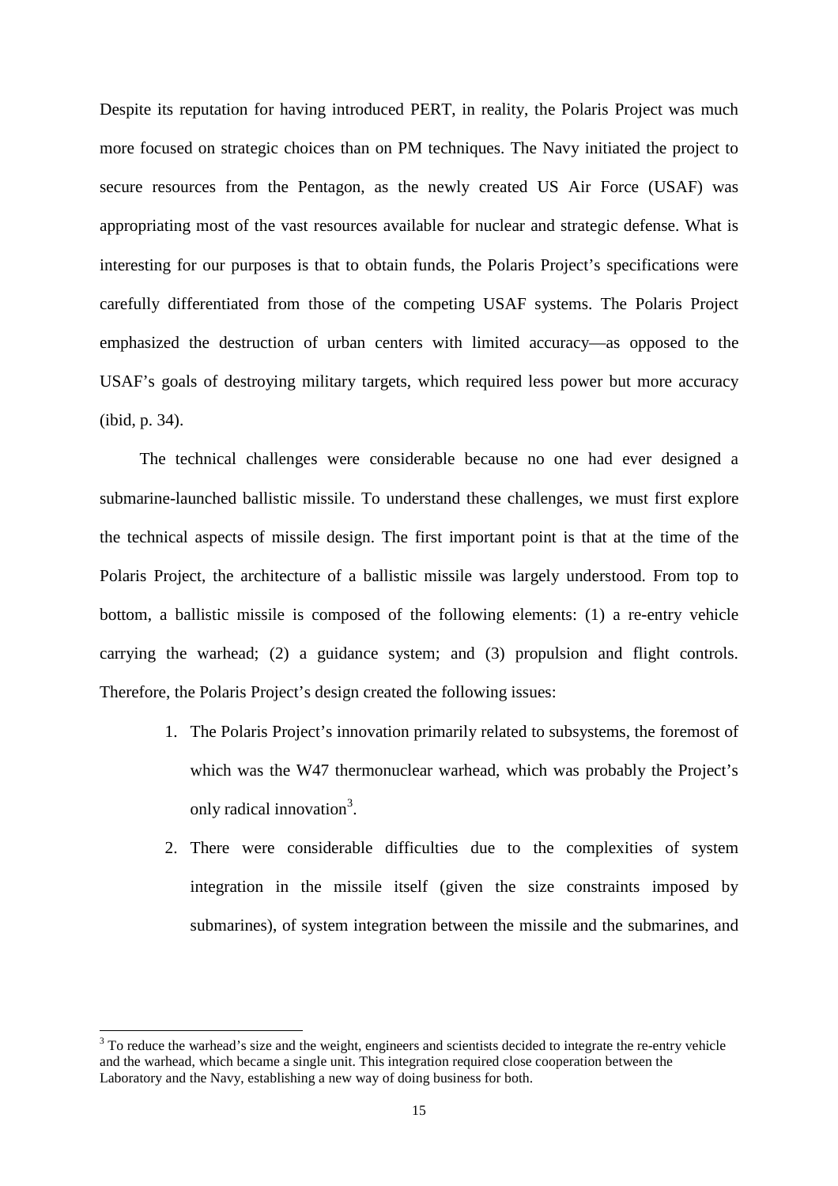Despite its reputation for having introduced PERT, in reality, the Polaris Project was much more focused on strategic choices than on PM techniques. The Navy initiated the project to secure resources from the Pentagon, as the newly created US Air Force (USAF) was appropriating most of the vast resources available for nuclear and strategic defense. What is interesting for our purposes is that to obtain funds, the Polaris Project's specifications were carefully differentiated from those of the competing USAF systems. The Polaris Project emphasized the destruction of urban centers with limited accuracy—as opposed to the USAF's goals of destroying military targets, which required less power but more accuracy (ibid, p. 34).

The technical challenges were considerable because no one had ever designed a submarine-launched ballistic missile. To understand these challenges, we must first explore the technical aspects of missile design. The first important point is that at the time of the Polaris Project, the architecture of a ballistic missile was largely understood. From top to bottom, a ballistic missile is composed of the following elements: (1) a re-entry vehicle carrying the warhead; (2) a guidance system; and (3) propulsion and flight controls. Therefore, the Polaris Project's design created the following issues:

1. The Polaris Project's innovation primarily related to subsystems, the foremost of which was the W47 thermonuclear warhead, which was probably the Project's only radical innovation[3].
2. There were considerable difficulties due to the complexities of system integration in the missile itself (given the size constraints imposed by submarines), of system integration between the missile and the submarines, and

[3] To reduce the warhead's size and the weight, engineers and scientists decided to integrate the re-entry vehicle and the warhead, which became a single unit. This integration required close cooperation between the Laboratory and the Navy, establishing a new way of doing business for both.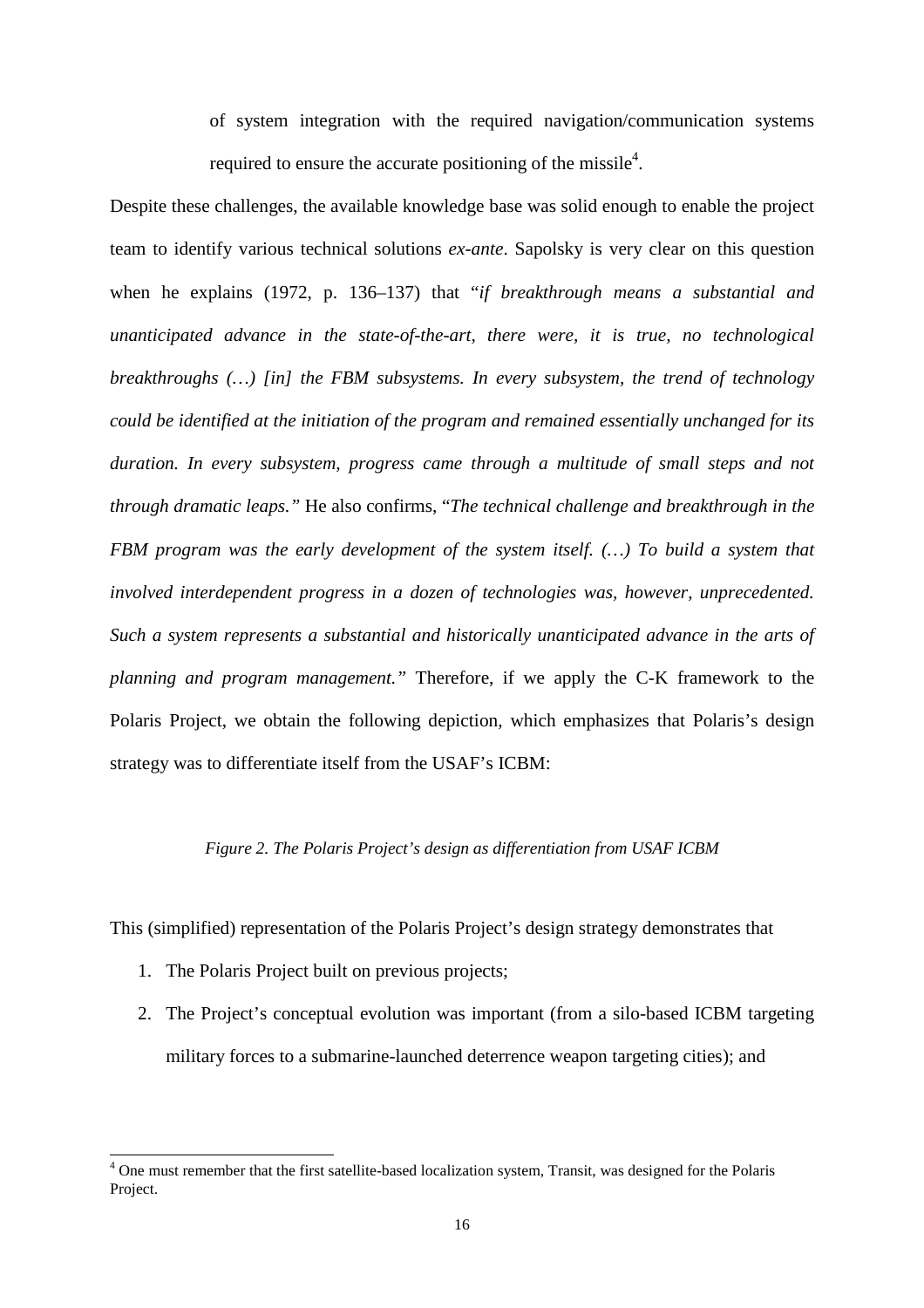of system integration with the required navigation/communication systems required to ensure the accurate positioning of the missile[4].

Despite these challenges, the available knowledge base was solid enough to enable the project team to identify various technical solutions *ex-ante*. Sapolsky is very clear on this question when he explains (1972, p. 136–137) that "*if breakthrough means a substantial and unanticipated advance in the state-of-the-art, there were, it is true, no technological breakthroughs (…) [in] the FBM subsystems. In every subsystem, the trend of technology could be identified at the initiation of the program and remained essentially unchanged for its duration. In every subsystem, progress came through a multitude of small steps and not through dramatic leaps.*" He also confirms, "*The technical challenge and breakthrough in the FBM program was the early development of the system itself. (…) To build a system that involved interdependent progress in a dozen of technologies was, however, unprecedented. Such a system represents a substantial and historically unanticipated advance in the arts of planning and program management.*" Therefore, if we apply the C-K framework to the Polaris Project, we obtain the following depiction, which emphasizes that Polaris's design strategy was to differentiate itself from the USAF's ICBM:

*Figure 2. The Polaris Project's design as differentiation from USAF ICBM*

This (simplified) representation of the Polaris Project's design strategy demonstrates that

1. The Polaris Project built on previous projects;
2. The Project's conceptual evolution was important (from a silo-based ICBM targeting military forces to a submarine-launched deterrence weapon targeting cities); and

[4] One must remember that the first satellite-based localization system, Transit, was designed for the Polaris Project.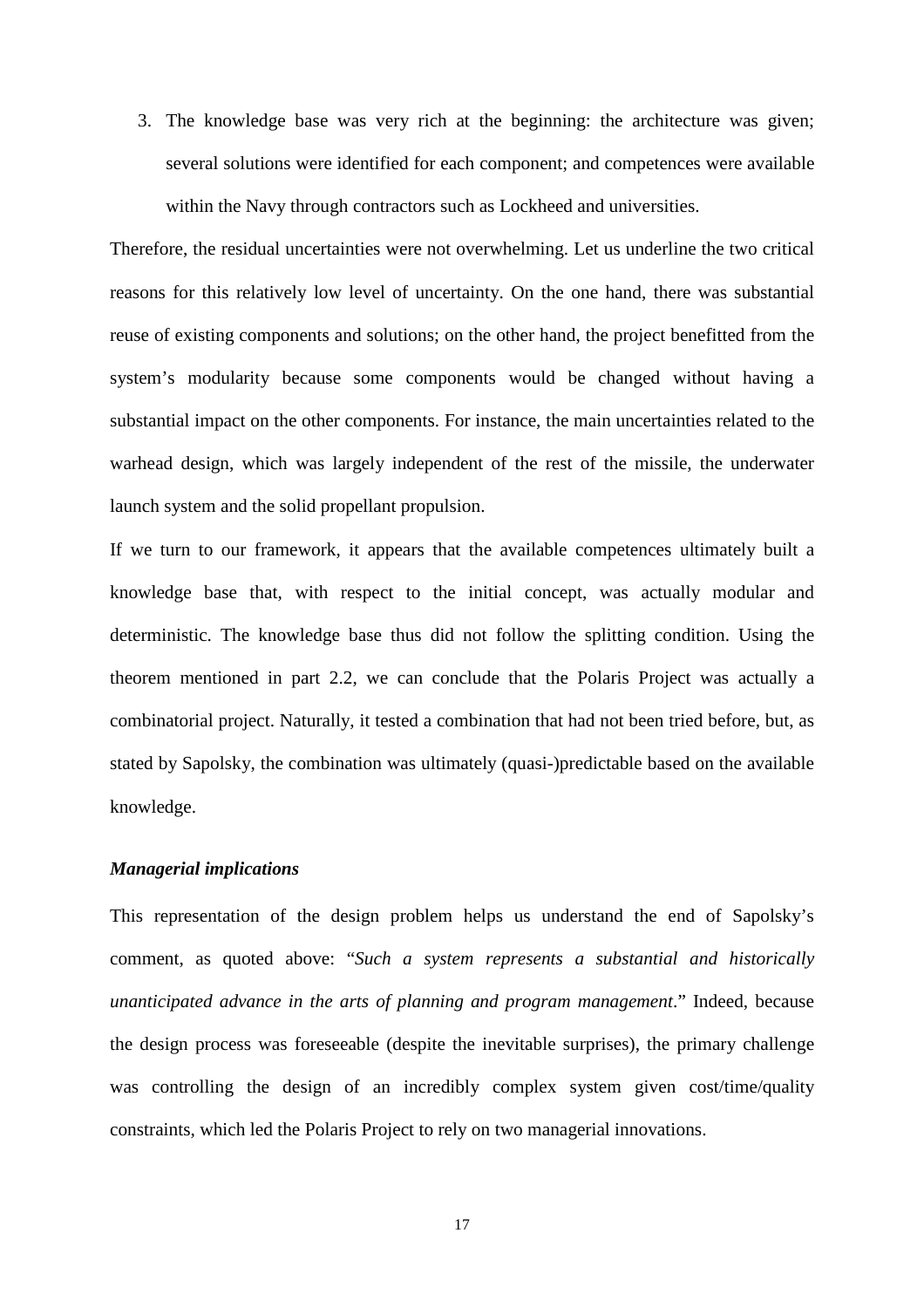3. The knowledge base was very rich at the beginning: the architecture was given; several solutions were identified for each component; and competences were available within the Navy through contractors such as Lockheed and universities.

Therefore, the residual uncertainties were not overwhelming. Let us underline the two critical reasons for this relatively low level of uncertainty. On the one hand, there was substantial reuse of existing components and solutions; on the other hand, the project benefitted from the system's modularity because some components would be changed without having a substantial impact on the other components. For instance, the main uncertainties related to the warhead design, which was largely independent of the rest of the missile, the underwater launch system and the solid propellant propulsion.

If we turn to our framework, it appears that the available competences ultimately built a knowledge base that, with respect to the initial concept, was actually modular and deterministic. The knowledge base thus did not follow the splitting condition. Using the theorem mentioned in part 2.2, we can conclude that the Polaris Project was actually a combinatorial project. Naturally, it tested a combination that had not been tried before, but, as stated by Sapolsky, the combination was ultimately (quasi-)predictable based on the available knowledge.

### ***Managerial implications***

This representation of the design problem helps us understand the end of Sapolsky's comment, as quoted above: "*Such a system represents a substantial and historically unanticipated advance in the arts of planning and program management*." Indeed, because the design process was foreseeable (despite the inevitable surprises), the primary challenge was controlling the design of an incredibly complex system given cost/time/quality constraints, which led the Polaris Project to rely on two managerial innovations.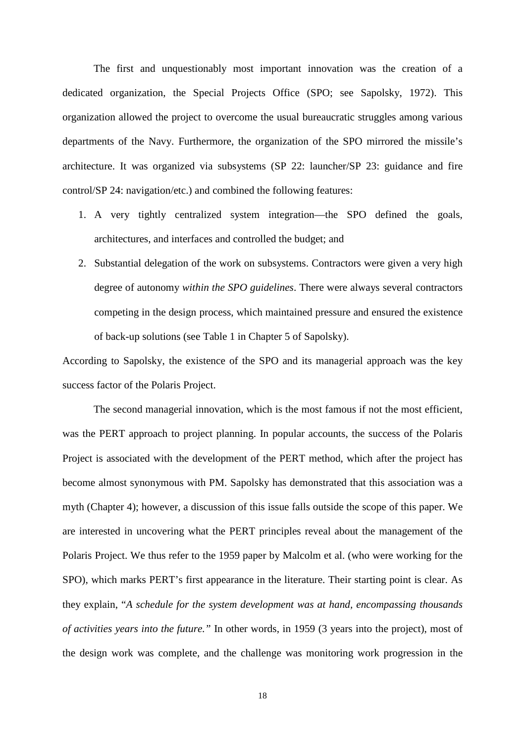The first and unquestionably most important innovation was the creation of a dedicated organization, the Special Projects Office (SPO; see Sapolsky, 1972). This organization allowed the project to overcome the usual bureaucratic struggles among various departments of the Navy. Furthermore, the organization of the SPO mirrored the missile's architecture. It was organized via subsystems (SP 22: launcher/SP 23: guidance and fire control/SP 24: navigation/etc.) and combined the following features:

1. A very tightly centralized system integration—the SPO defined the goals, architectures, and interfaces and controlled the budget; and
2. Substantial delegation of the work on subsystems. Contractors were given a very high degree of autonomy *within the SPO guidelines*. There were always several contractors competing in the design process, which maintained pressure and ensured the existence of back-up solutions (see Table 1 in Chapter 5 of Sapolsky).

According to Sapolsky, the existence of the SPO and its managerial approach was the key success factor of the Polaris Project.

The second managerial innovation, which is the most famous if not the most efficient, was the PERT approach to project planning. In popular accounts, the success of the Polaris Project is associated with the development of the PERT method, which after the project has become almost synonymous with PM. Sapolsky has demonstrated that this association was a myth (Chapter 4); however, a discussion of this issue falls outside the scope of this paper. We are interested in uncovering what the PERT principles reveal about the management of the Polaris Project. We thus refer to the 1959 paper by Malcolm et al. (who were working for the SPO), which marks PERT's first appearance in the literature. Their starting point is clear. As they explain, "*A schedule for the system development was at hand, encompassing thousands of activities years into the future.*" In other words, in 1959 (3 years into the project), most of the design work was complete, and the challenge was monitoring work progression in the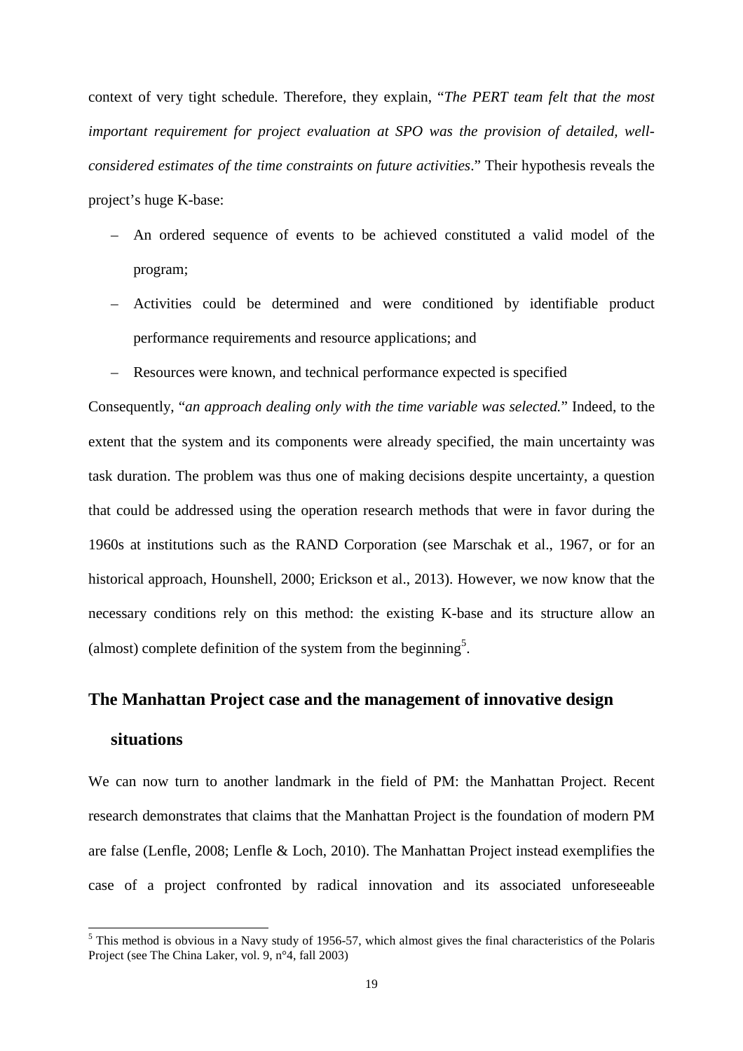context of very tight schedule. Therefore, they explain, "*The PERT team felt that the most important requirement for project evaluation at SPO was the provision of detailed, well-considered estimates of the time constraints on future activities*." Their hypothesis reveals the project's huge K-base:

- An ordered sequence of events to be achieved constituted a valid model of the program;
- Activities could be determined and were conditioned by identifiable product performance requirements and resource applications; and
- Resources were known, and technical performance expected is specified

Consequently, "*an approach dealing only with the time variable was selected.*" Indeed, to the extent that the system and its components were already specified, the main uncertainty was task duration. The problem was thus one of making decisions despite uncertainty, a question that could be addressed using the operation research methods that were in favor during the 1960s at institutions such as the RAND Corporation (see Marschak et al., 1967, or for an historical approach, Hounshell, 2000; Erickson et al., 2013). However, we now know that the necessary conditions rely on this method: the existing K-base and its structure allow an (almost) complete definition of the system from the beginning[5].

## The Manhattan Project case and the management of innovative design situations

We can now turn to another landmark in the field of PM: the Manhattan Project. Recent research demonstrates that claims that the Manhattan Project is the foundation of modern PM are false (Lenfle, 2008; Lenfle & Loch, 2010). The Manhattan Project instead exemplifies the case of a project confronted by radical innovation and its associated unforeseeable

[5] This method is obvious in a Navy study of 1956-57, which almost gives the final characteristics of the Polaris Project (see The China Laker, vol. 9, n°4, fall 2003)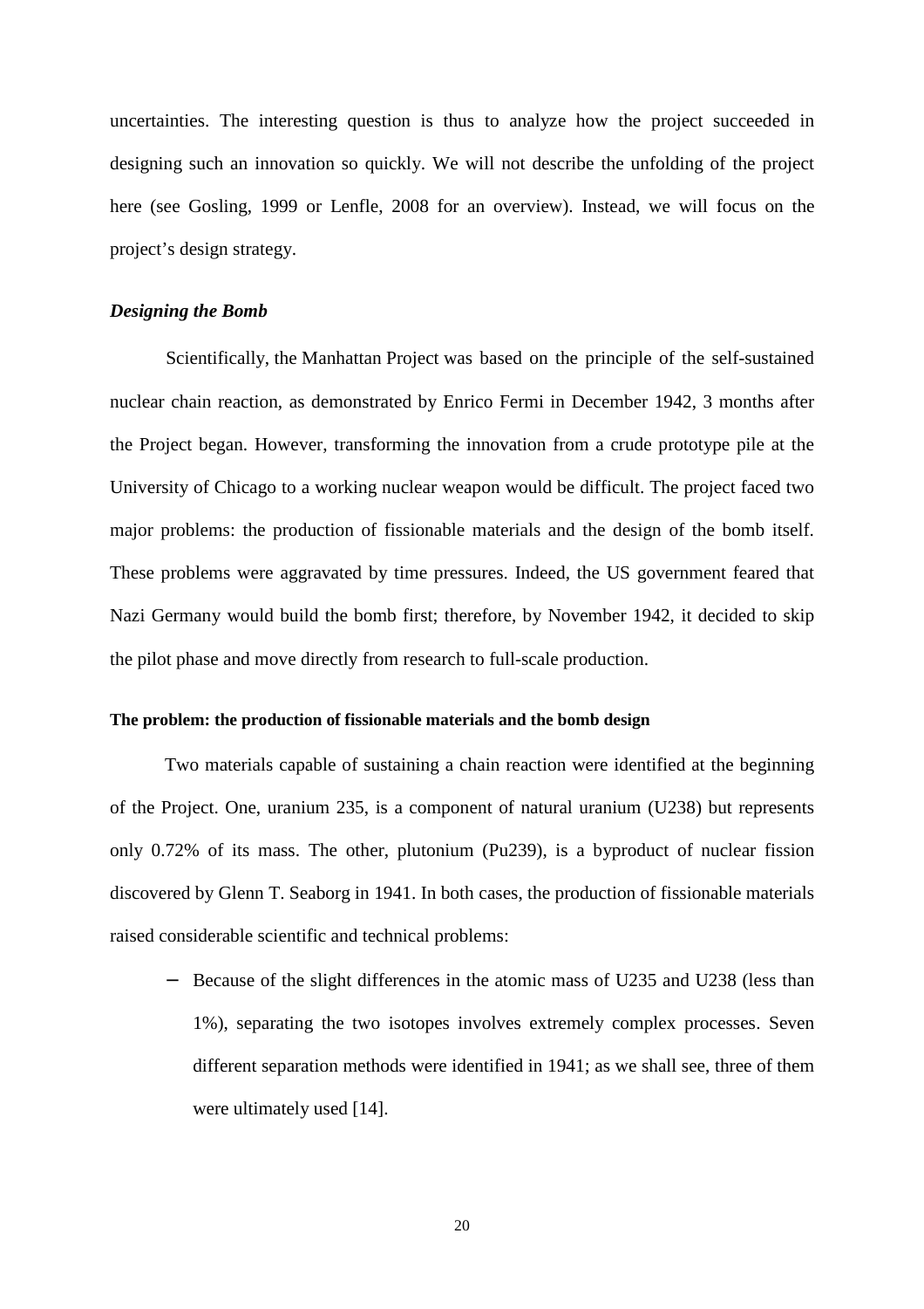uncertainties. The interesting question is thus to analyze how the project succeeded in designing such an innovation so quickly. We will not describe the unfolding of the project here (see Gosling, 1999 or Lenfle, 2008 for an overview). Instead, we will focus on the project's design strategy.

### *Designing the Bomb*

Scientifically, the Manhattan Project was based on the principle of the self-sustained nuclear chain reaction, as demonstrated by Enrico Fermi in December 1942, 3 months after the Project began. However, transforming the innovation from a crude prototype pile at the University of Chicago to a working nuclear weapon would be difficult. The project faced two major problems: the production of fissionable materials and the design of the bomb itself. These problems were aggravated by time pressures. Indeed, the US government feared that Nazi Germany would build the bomb first; therefore, by November 1942, it decided to skip the pilot phase and move directly from research to full-scale production.

#### **The problem: the production of fissionable materials and the bomb design**

Two materials capable of sustaining a chain reaction were identified at the beginning of the Project. One, uranium 235, is a component of natural uranium (U238) but represents only 0.72% of its mass. The other, plutonium (Pu239), is a byproduct of nuclear fission discovered by Glenn T. Seaborg in 1941. In both cases, the production of fissionable materials raised considerable scientific and technical problems:

- Because of the slight differences in the atomic mass of U235 and U238 (less than 1%), separating the two isotopes involves extremely complex processes. Seven different separation methods were identified in 1941; as we shall see, three of them were ultimately used [14].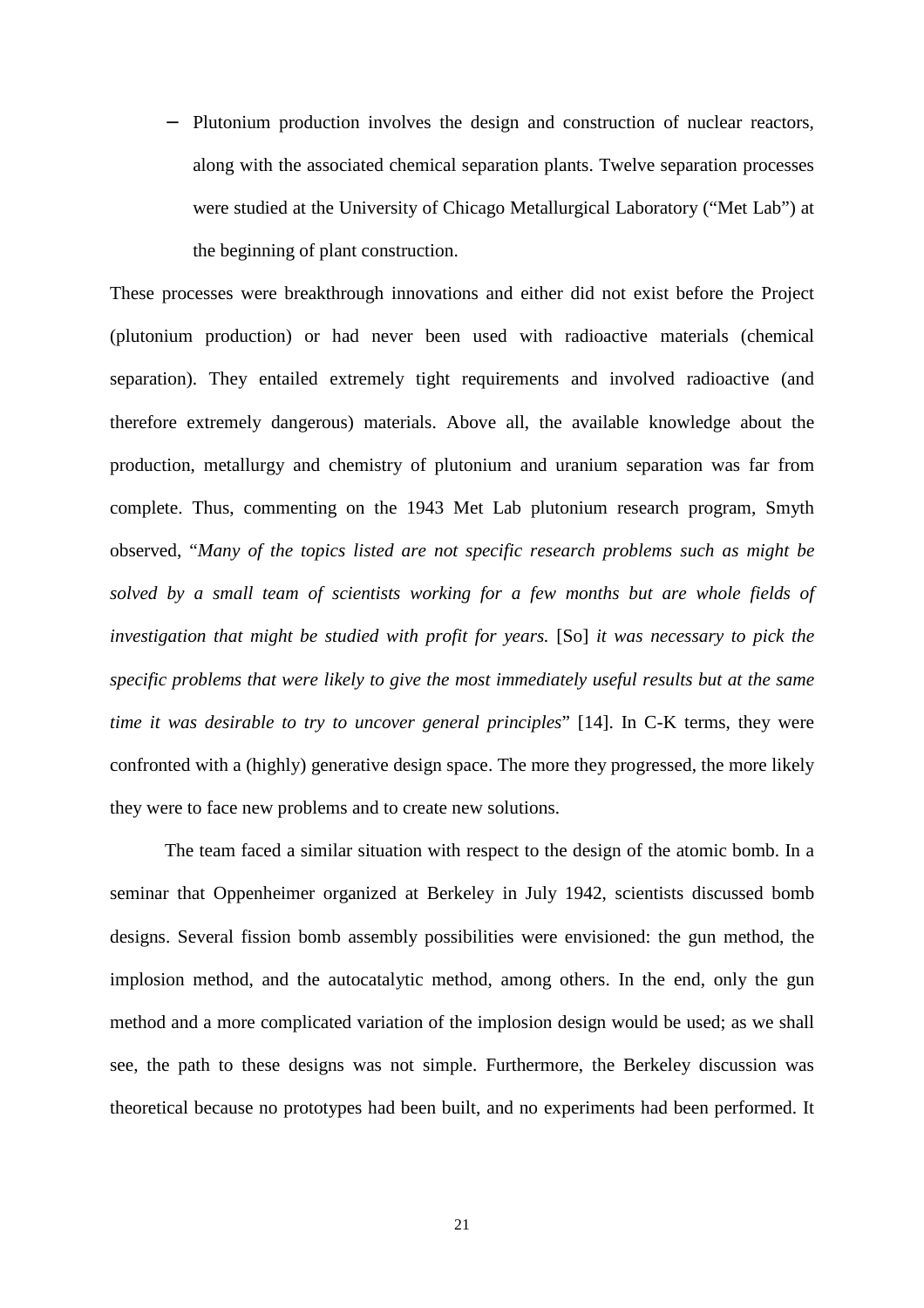- Plutonium production involves the design and construction of nuclear reactors, along with the associated chemical separation plants. Twelve separation processes were studied at the University of Chicago Metallurgical Laboratory ("Met Lab") at the beginning of plant construction.

These processes were breakthrough innovations and either did not exist before the Project (plutonium production) or had never been used with radioactive materials (chemical separation). They entailed extremely tight requirements and involved radioactive (and therefore extremely dangerous) materials. Above all, the available knowledge about the production, metallurgy and chemistry of plutonium and uranium separation was far from complete. Thus, commenting on the 1943 Met Lab plutonium research program, Smyth observed, "*Many of the topics listed are not specific research problems such as might be solved by a small team of scientists working for a few months but are whole fields of investigation that might be studied with profit for years.* [So] *it was necessary to pick the specific problems that were likely to give the most immediately useful results but at the same time it was desirable to try to uncover general principles*" [14]. In C-K terms, they were confronted with a (highly) generative design space. The more they progressed, the more likely they were to face new problems and to create new solutions.

The team faced a similar situation with respect to the design of the atomic bomb. In a seminar that Oppenheimer organized at Berkeley in July 1942, scientists discussed bomb designs. Several fission bomb assembly possibilities were envisioned: the gun method, the implosion method, and the autocatalytic method, among others. In the end, only the gun method and a more complicated variation of the implosion design would be used; as we shall see, the path to these designs was not simple. Furthermore, the Berkeley discussion was theoretical because no prototypes had been built, and no experiments had been performed. It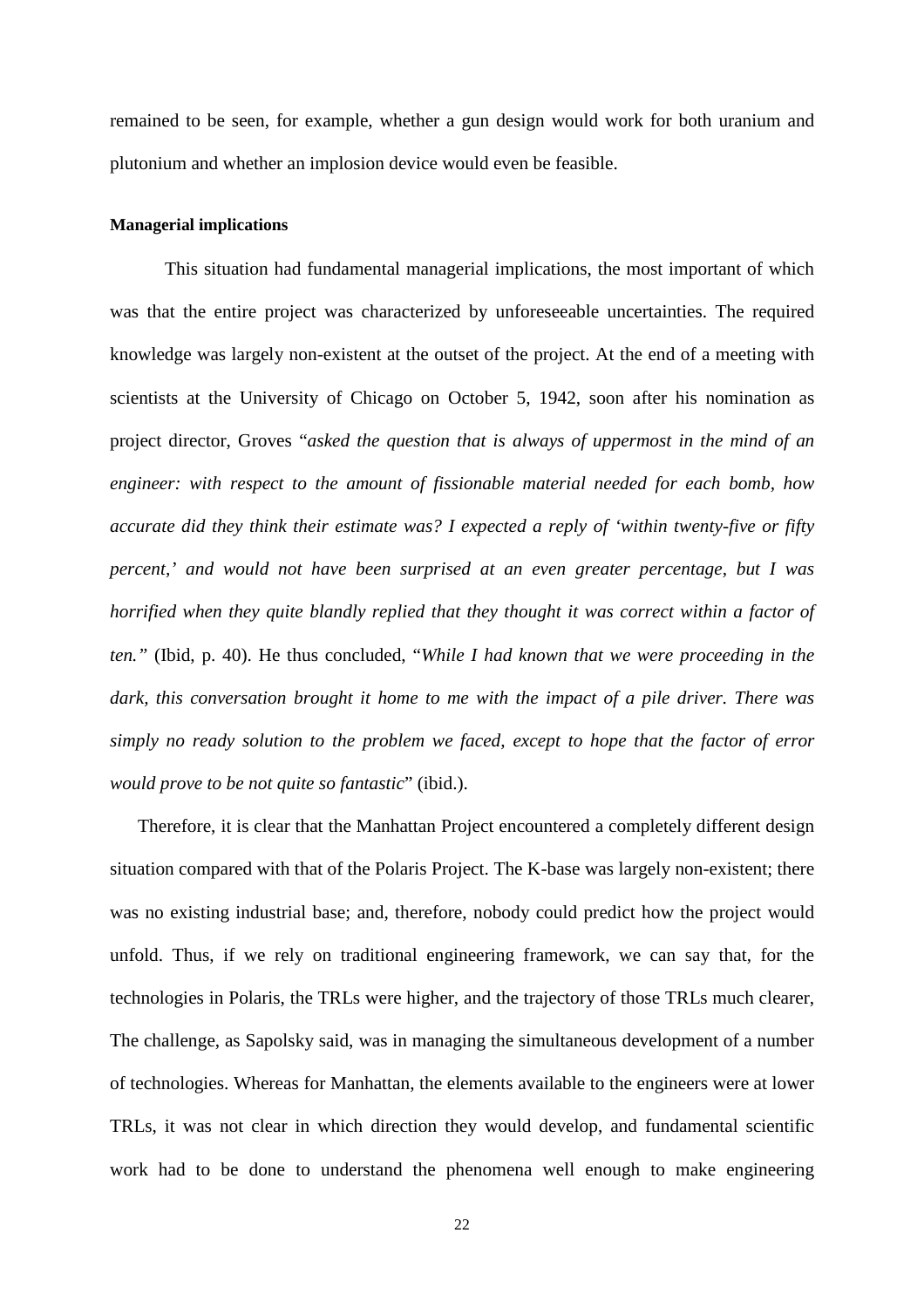remained to be seen, for example, whether a gun design would work for both uranium and plutonium and whether an implosion device would even be feasible.

**Managerial implications**

This situation had fundamental managerial implications, the most important of which was that the entire project was characterized by unforeseeable uncertainties. The required knowledge was largely non-existent at the outset of the project. At the end of a meeting with scientists at the University of Chicago on October 5, 1942, soon after his nomination as project director, Groves "*asked the question that is always of uppermost in the mind of an engineer: with respect to the amount of fissionable material needed for each bomb, how accurate did they think their estimate was? I expected a reply of 'within twenty-five or fifty percent,' and would not have been surprised at an even greater percentage, but I was horrified when they quite blandly replied that they thought it was correct within a factor of ten.*" (Ibid, p. 40). He thus concluded, "*While I had known that we were proceeding in the dark, this conversation brought it home to me with the impact of a pile driver. There was simply no ready solution to the problem we faced, except to hope that the factor of error would prove to be not quite so fantastic*" (ibid.).

Therefore, it is clear that the Manhattan Project encountered a completely different design situation compared with that of the Polaris Project. The K-base was largely non-existent; there was no existing industrial base; and, therefore, nobody could predict how the project would unfold. Thus, if we rely on traditional engineering framework, we can say that, for the technologies in Polaris, the TRLs were higher, and the trajectory of those TRLs much clearer, The challenge, as Sapolsky said, was in managing the simultaneous development of a number of technologies. Whereas for Manhattan, the elements available to the engineers were at lower TRLs, it was not clear in which direction they would develop, and fundamental scientific work had to be done to understand the phenomena well enough to make engineering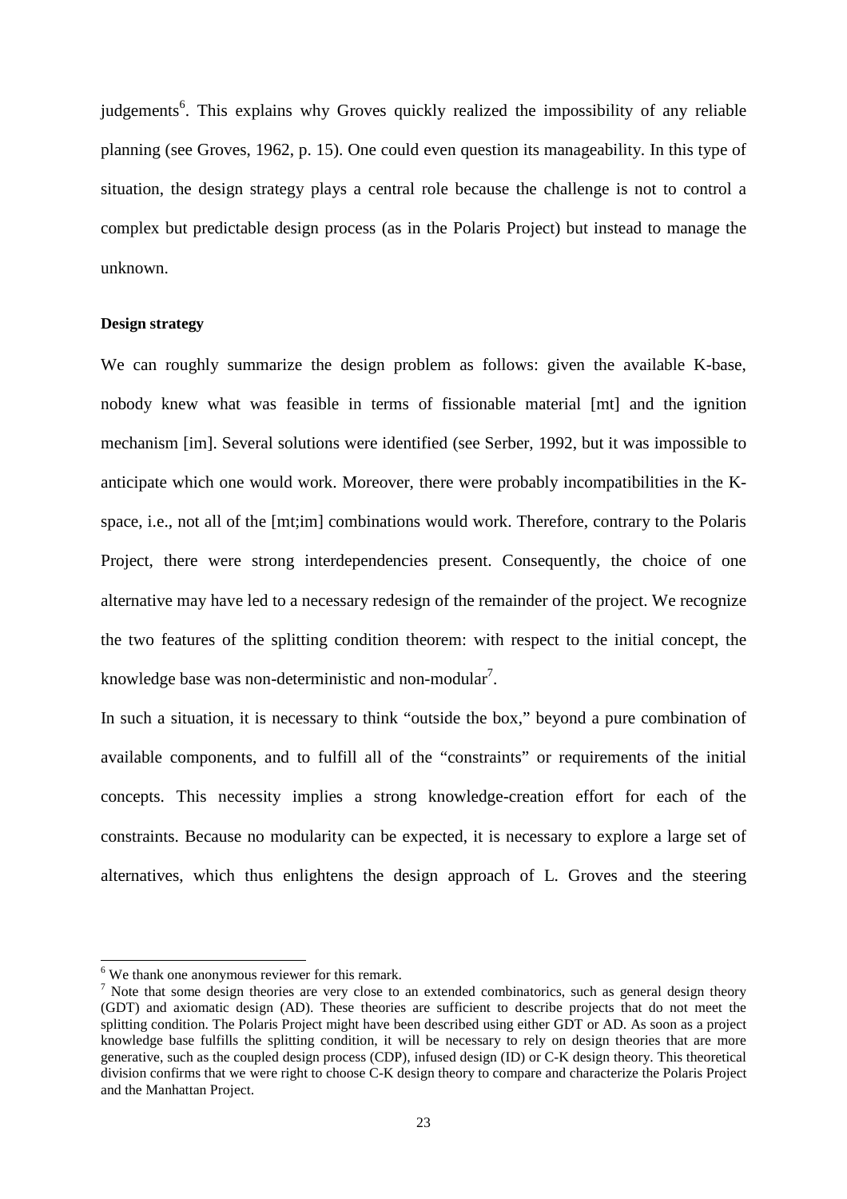judgements[6]. This explains why Groves quickly realized the impossibility of any reliable planning (see Groves, 1962, p. 15). One could even question its manageability. In this type of situation, the design strategy plays a central role because the challenge is not to control a complex but predictable design process (as in the Polaris Project) but instead to manage the unknown.

**Design strategy**

We can roughly summarize the design problem as follows: given the available K-base, nobody knew what was feasible in terms of fissionable material [mt] and the ignition mechanism [im]. Several solutions were identified (see Serber, 1992, but it was impossible to anticipate which one would work. Moreover, there were probably incompatibilities in the K-space, i.e., not all of the [mt;im] combinations would work. Therefore, contrary to the Polaris Project, there were strong interdependencies present. Consequently, the choice of one alternative may have led to a necessary redesign of the remainder of the project. We recognize the two features of the splitting condition theorem: with respect to the initial concept, the knowledge base was non-deterministic and non-modular[7].

In such a situation, it is necessary to think "outside the box," beyond a pure combination of available components, and to fulfill all of the "constraints" or requirements of the initial concepts. This necessity implies a strong knowledge-creation effort for each of the constraints. Because no modularity can be expected, it is necessary to explore a large set of alternatives, which thus enlightens the design approach of L. Groves and the steering

[6] We thank one anonymous reviewer for this remark.

[7] Note that some design theories are very close to an extended combinatorics, such as general design theory (GDT) and axiomatic design (AD). These theories are sufficient to describe projects that do not meet the splitting condition. The Polaris Project might have been described using either GDT or AD. As soon as a project knowledge base fulfills the splitting condition, it will be necessary to rely on design theories that are more generative, such as the coupled design process (CDP), infused design (ID) or C-K design theory. This theoretical division confirms that we were right to choose C-K design theory to compare and characterize the Polaris Project and the Manhattan Project.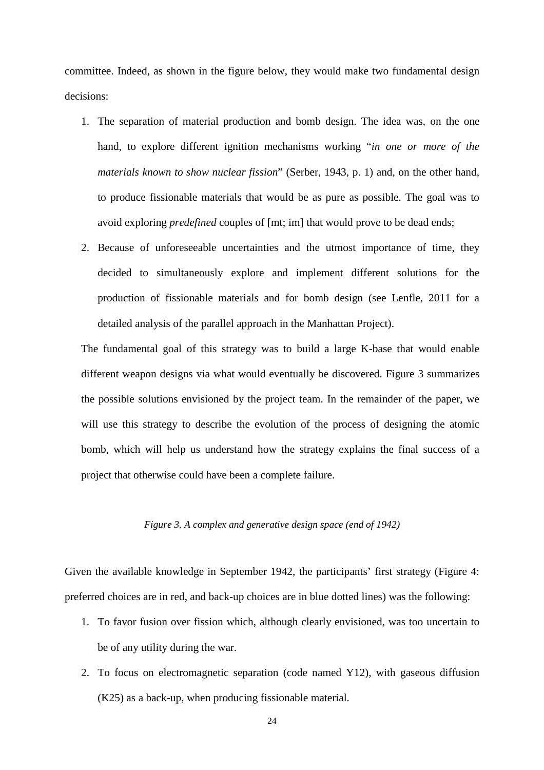committee. Indeed, as shown in the figure below, they would make two fundamental design decisions:

1. The separation of material production and bomb design. The idea was, on the one hand, to explore different ignition mechanisms working "*in one or more of the materials known to show nuclear fission*" (Serber, 1943, p. 1) and, on the other hand, to produce fissionable materials that would be as pure as possible. The goal was to avoid exploring *predefined* couples of [mt; im] that would prove to be dead ends;
2. Because of unforeseeable uncertainties and the utmost importance of time, they decided to simultaneously explore and implement different solutions for the production of fissionable materials and for bomb design (see Lenfle, 2011 for a detailed analysis of the parallel approach in the Manhattan Project).

The fundamental goal of this strategy was to build a large K-base that would enable different weapon designs via what would eventually be discovered. Figure 3 summarizes the possible solutions envisioned by the project team. In the remainder of the paper, we will use this strategy to describe the evolution of the process of designing the atomic bomb, which will help us understand how the strategy explains the final success of a project that otherwise could have been a complete failure.

*Figure 3. A complex and generative design space (end of 1942)*

Given the available knowledge in September 1942, the participants' first strategy (Figure 4: preferred choices are in red, and back-up choices are in blue dotted lines) was the following:

1. To favor fusion over fission which, although clearly envisioned, was too uncertain to be of any utility during the war.
2. To focus on electromagnetic separation (code named Y12), with gaseous diffusion (K25) as a back-up, when producing fissionable material.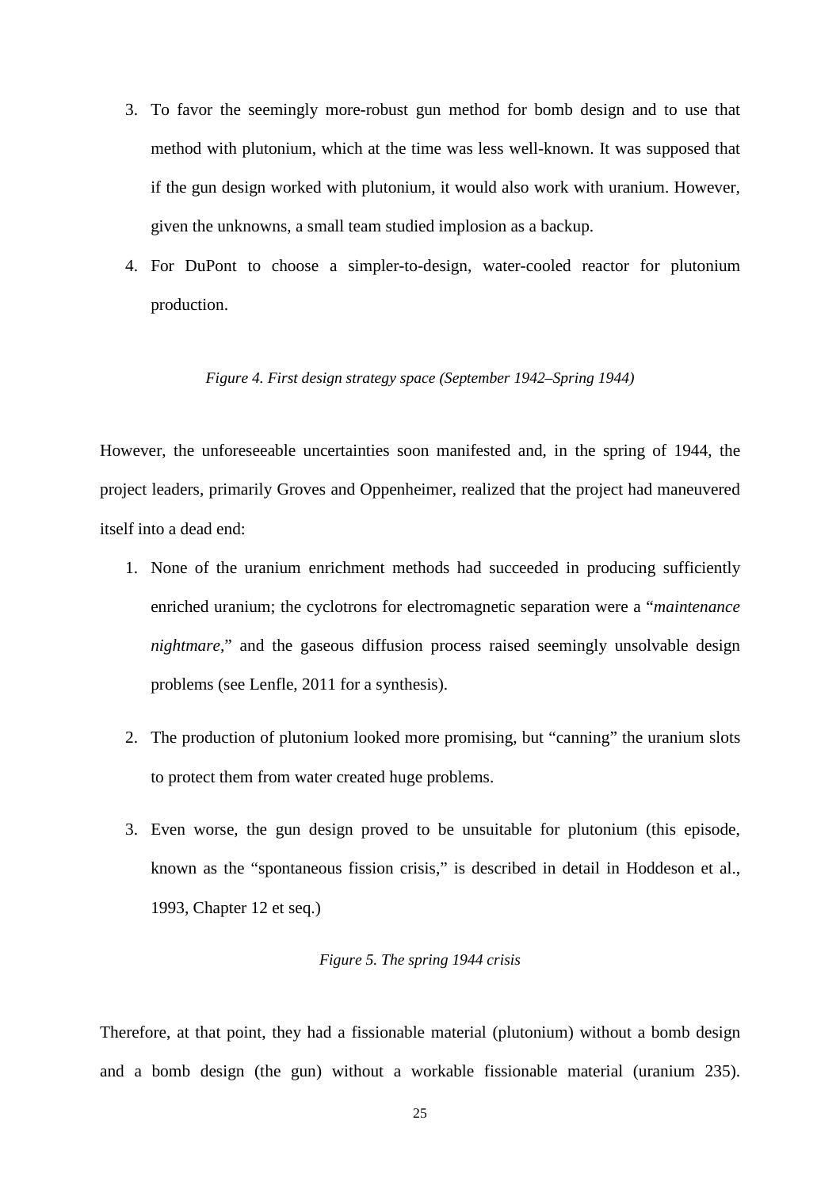3. To favor the seemingly more-robust gun method for bomb design and to use that method with plutonium, which at the time was less well-known. It was supposed that if the gun design worked with plutonium, it would also work with uranium. However, given the unknowns, a small team studied implosion as a backup.
4. For DuPont to choose a simpler-to-design, water-cooled reactor for plutonium production.

*Figure 4. First design strategy space (September 1942–Spring 1944)*

However, the unforeseeable uncertainties soon manifested and, in the spring of 1944, the project leaders, primarily Groves and Oppenheimer, realized that the project had maneuvered itself into a dead end:

1. None of the uranium enrichment methods had succeeded in producing sufficiently enriched uranium; the cyclotrons for electromagnetic separation were a "*maintenance nightmare*," and the gaseous diffusion process raised seemingly unsolvable design problems (see Lenfle, 2011 for a synthesis).

2. The production of plutonium looked more promising, but "canning" the uranium slots to protect them from water created huge problems.

3. Even worse, the gun design proved to be unsuitable for plutonium (this episode, known as the "spontaneous fission crisis," is described in detail in Hoddeson et al., 1993, Chapter 12 et seq.)

*Figure 5. The spring 1944 crisis*

Therefore, at that point, they had a fissionable material (plutonium) without a bomb design and a bomb design (the gun) without a workable fissionable material (uranium 235).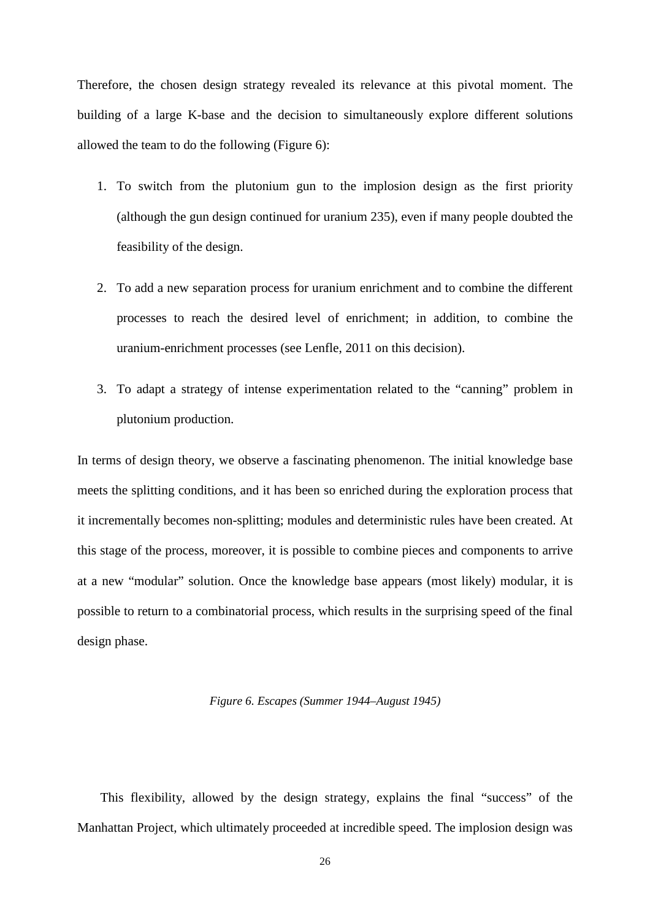Therefore, the chosen design strategy revealed its relevance at this pivotal moment. The building of a large K-base and the decision to simultaneously explore different solutions allowed the team to do the following (Figure 6):

1. To switch from the plutonium gun to the implosion design as the first priority (although the gun design continued for uranium 235), even if many people doubted the feasibility of the design.
2. To add a new separation process for uranium enrichment and to combine the different processes to reach the desired level of enrichment; in addition, to combine the uranium-enrichment processes (see Lenfle, 2011 on this decision).
3. To adapt a strategy of intense experimentation related to the "canning" problem in plutonium production.

In terms of design theory, we observe a fascinating phenomenon. The initial knowledge base meets the splitting conditions, and it has been so enriched during the exploration process that it incrementally becomes non-splitting; modules and deterministic rules have been created. At this stage of the process, moreover, it is possible to combine pieces and components to arrive at a new "modular" solution. Once the knowledge base appears (most likely) modular, it is possible to return to a combinatorial process, which results in the surprising speed of the final design phase.

*Figure 6. Escapes (Summer 1944–August 1945)*

This flexibility, allowed by the design strategy, explains the final "success" of the Manhattan Project, which ultimately proceeded at incredible speed. The implosion design was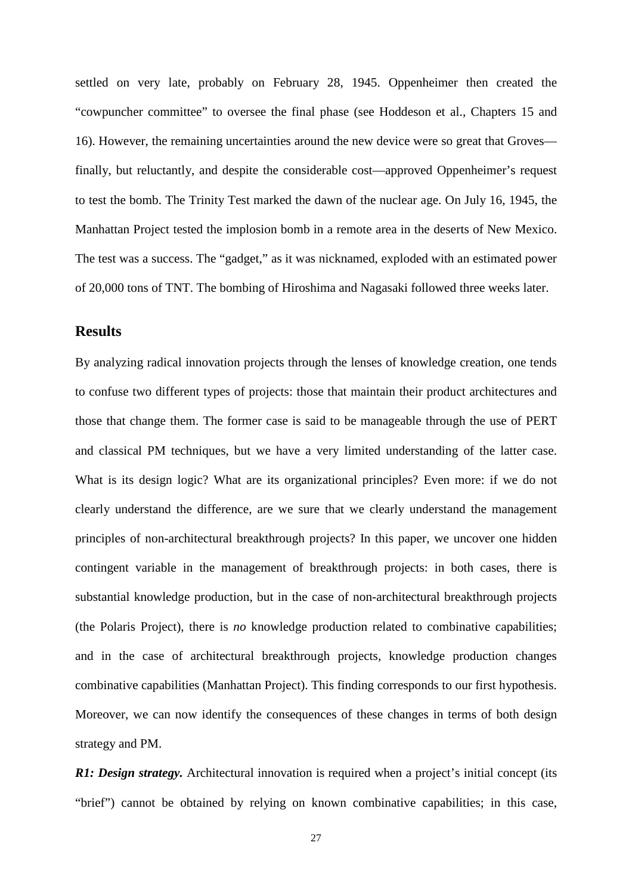settled on very late, probably on February 28, 1945. Oppenheimer then created the "cowpuncher committee" to oversee the final phase (see Hoddeson et al., Chapters 15 and 16). However, the remaining uncertainties around the new device were so great that Groves—finally, but reluctantly, and despite the considerable cost—approved Oppenheimer's request to test the bomb. The Trinity Test marked the dawn of the nuclear age. On July 16, 1945, the Manhattan Project tested the implosion bomb in a remote area in the deserts of New Mexico. The test was a success. The "gadget," as it was nicknamed, exploded with an estimated power of 20,000 tons of TNT. The bombing of Hiroshima and Nagasaki followed three weeks later.

## Results

By analyzing radical innovation projects through the lenses of knowledge creation, one tends to confuse two different types of projects: those that maintain their product architectures and those that change them. The former case is said to be manageable through the use of PERT and classical PM techniques, but we have a very limited understanding of the latter case. What is its design logic? What are its organizational principles? Even more: if we do not clearly understand the difference, are we sure that we clearly understand the management principles of non-architectural breakthrough projects? In this paper, we uncover one hidden contingent variable in the management of breakthrough projects: in both cases, there is substantial knowledge production, but in the case of non-architectural breakthrough projects (the Polaris Project), there is *no* knowledge production related to combinative capabilities; and in the case of architectural breakthrough projects, knowledge production changes combinative capabilities (Manhattan Project). This finding corresponds to our first hypothesis. Moreover, we can now identify the consequences of these changes in terms of both design strategy and PM.

***R1: Design strategy.*** Architectural innovation is required when a project's initial concept (its "brief") cannot be obtained by relying on known combinative capabilities; in this case,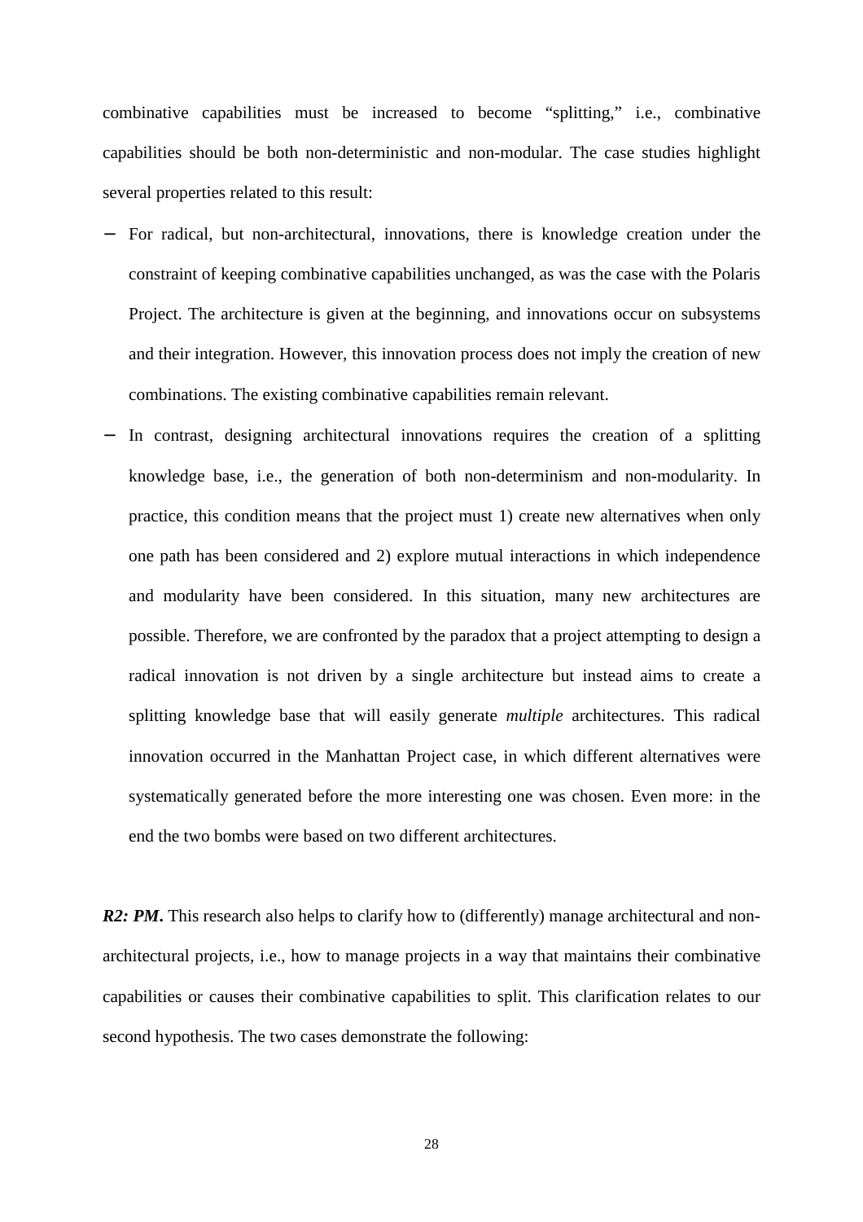combinative capabilities must be increased to become "splitting," i.e., combinative capabilities should be both non-deterministic and non-modular. The case studies highlight several properties related to this result:

- For radical, but non-architectural, innovations, there is knowledge creation under the constraint of keeping combinative capabilities unchanged, as was the case with the Polaris Project. The architecture is given at the beginning, and innovations occur on subsystems and their integration. However, this innovation process does not imply the creation of new combinations. The existing combinative capabilities remain relevant.
- In contrast, designing architectural innovations requires the creation of a splitting knowledge base, i.e., the generation of both non-determinism and non-modularity. In practice, this condition means that the project must 1) create new alternatives when only one path has been considered and 2) explore mutual interactions in which independence and modularity have been considered. In this situation, many new architectures are possible. Therefore, we are confronted by the paradox that a project attempting to design a radical innovation is not driven by a single architecture but instead aims to create a splitting knowledge base that will easily generate *multiple* architectures. This radical innovation occurred in the Manhattan Project case, in which different alternatives were systematically generated before the more interesting one was chosen. Even more: in the end the two bombs were based on two different architectures.

***R2: PM*.** This research also helps to clarify how to (differently) manage architectural and non-architectural projects, i.e., how to manage projects in a way that maintains their combinative capabilities or causes their combinative capabilities to split. This clarification relates to our second hypothesis. The two cases demonstrate the following: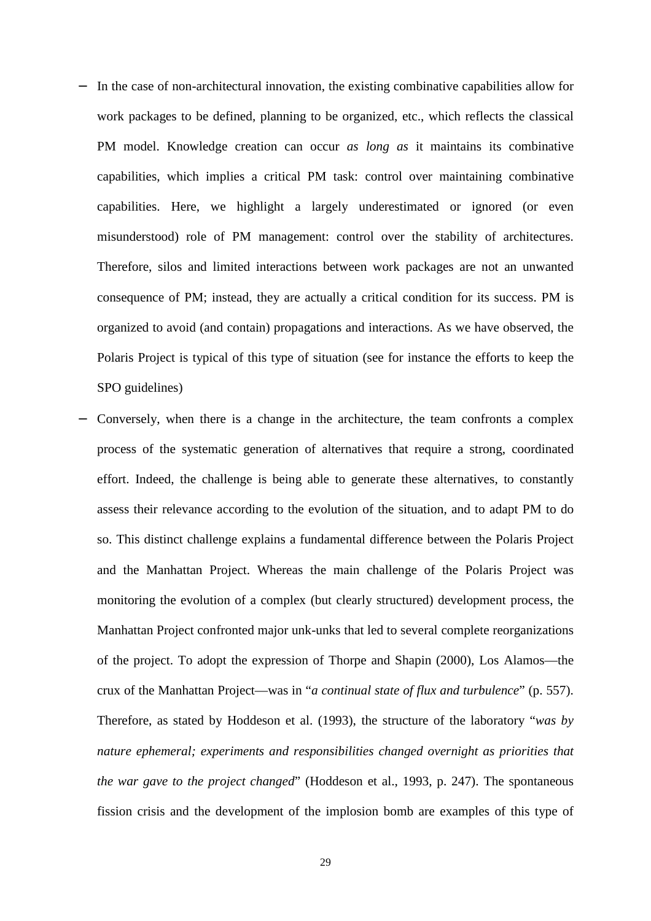- In the case of non-architectural innovation, the existing combinative capabilities allow for work packages to be defined, planning to be organized, etc., which reflects the classical PM model. Knowledge creation can occur *as long as* it maintains its combinative capabilities, which implies a critical PM task: control over maintaining combinative capabilities. Here, we highlight a largely underestimated or ignored (or even misunderstood) role of PM management: control over the stability of architectures. Therefore, silos and limited interactions between work packages are not an unwanted consequence of PM; instead, they are actually a critical condition for its success. PM is organized to avoid (and contain) propagations and interactions. As we have observed, the Polaris Project is typical of this type of situation (see for instance the efforts to keep the SPO guidelines)
- Conversely, when there is a change in the architecture, the team confronts a complex process of the systematic generation of alternatives that require a strong, coordinated effort. Indeed, the challenge is being able to generate these alternatives, to constantly assess their relevance according to the evolution of the situation, and to adapt PM to do so. This distinct challenge explains a fundamental difference between the Polaris Project and the Manhattan Project. Whereas the main challenge of the Polaris Project was monitoring the evolution of a complex (but clearly structured) development process, the Manhattan Project confronted major unk-unks that led to several complete reorganizations of the project. To adopt the expression of Thorpe and Shapin (2000), Los Alamos—the crux of the Manhattan Project—was in "*a continual state of flux and turbulence*" (p. 557). Therefore, as stated by Hoddeson et al. (1993), the structure of the laboratory "*was by nature ephemeral; experiments and responsibilities changed overnight as priorities that the war gave to the project changed*" (Hoddeson et al., 1993, p. 247). The spontaneous fission crisis and the development of the implosion bomb are examples of this type of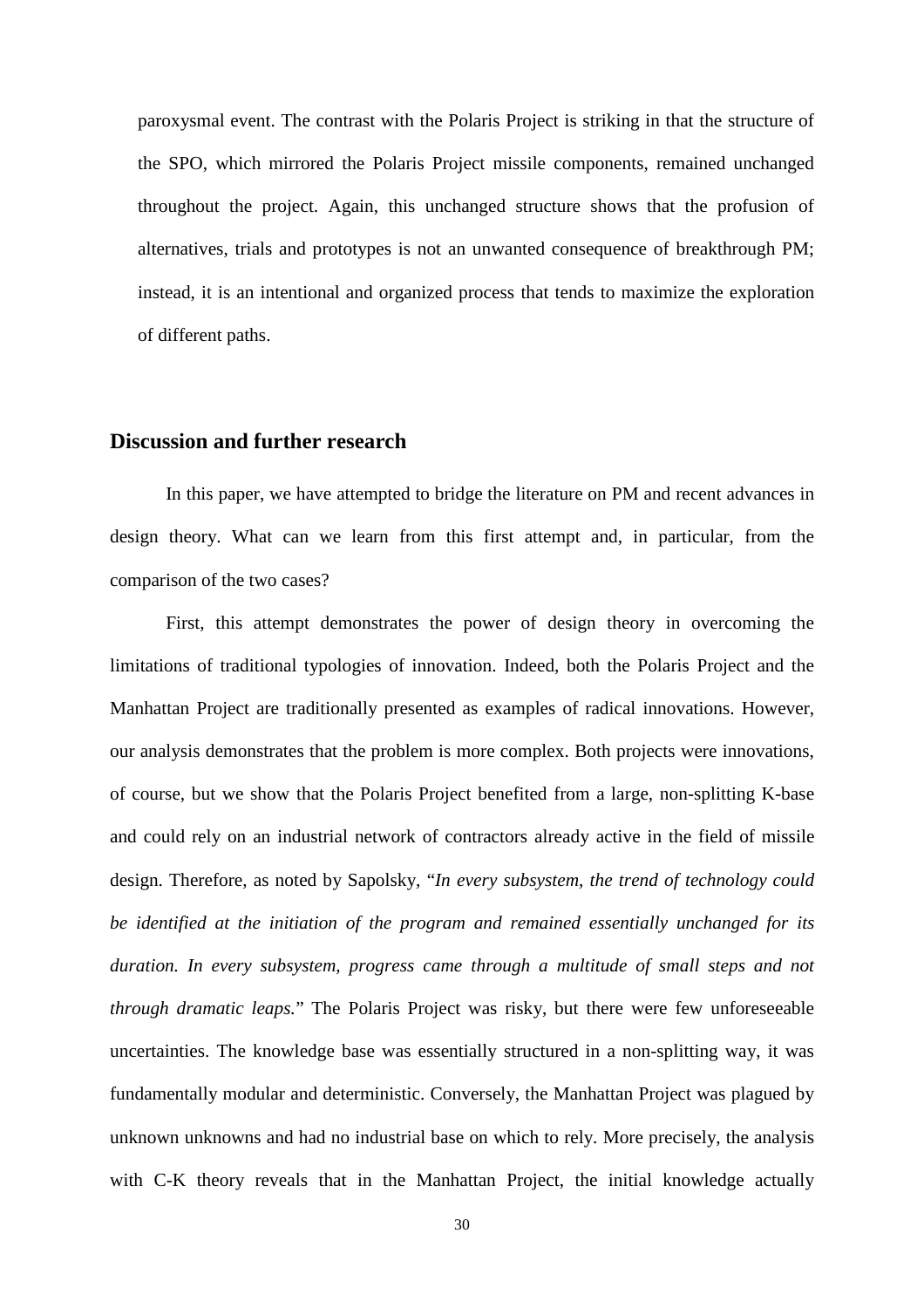paroxysmal event. The contrast with the Polaris Project is striking in that the structure of the SPO, which mirrored the Polaris Project missile components, remained unchanged throughout the project. Again, this unchanged structure shows that the profusion of alternatives, trials and prototypes is not an unwanted consequence of breakthrough PM; instead, it is an intentional and organized process that tends to maximize the exploration of different paths.

## Discussion and further research

In this paper, we have attempted to bridge the literature on PM and recent advances in design theory. What can we learn from this first attempt and, in particular, from the comparison of the two cases?

First, this attempt demonstrates the power of design theory in overcoming the limitations of traditional typologies of innovation. Indeed, both the Polaris Project and the Manhattan Project are traditionally presented as examples of radical innovations. However, our analysis demonstrates that the problem is more complex. Both projects were innovations, of course, but we show that the Polaris Project benefited from a large, non-splitting K-base and could rely on an industrial network of contractors already active in the field of missile design. Therefore, as noted by Sapolsky, "*In every subsystem, the trend of technology could be identified at the initiation of the program and remained essentially unchanged for its duration. In every subsystem, progress came through a multitude of small steps and not through dramatic leaps.*" The Polaris Project was risky, but there were few unforeseeable uncertainties. The knowledge base was essentially structured in a non-splitting way, it was fundamentally modular and deterministic. Conversely, the Manhattan Project was plagued by unknown unknowns and had no industrial base on which to rely. More precisely, the analysis with C-K theory reveals that in the Manhattan Project, the initial knowledge actually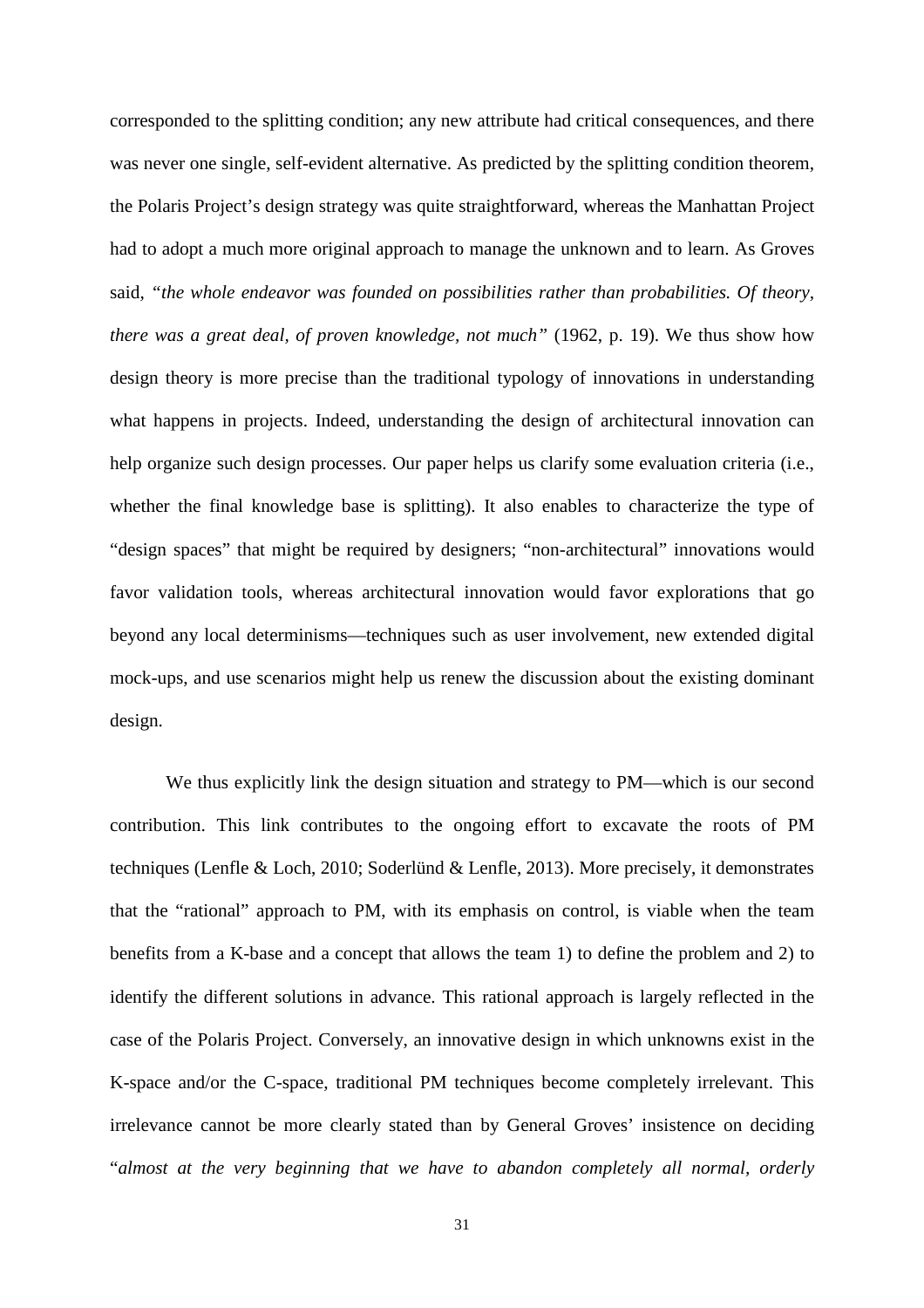corresponded to the splitting condition; any new attribute had critical consequences, and there was never one single, self-evident alternative. As predicted by the splitting condition theorem, the Polaris Project's design strategy was quite straightforward, whereas the Manhattan Project had to adopt a much more original approach to manage the unknown and to learn. As Groves said, *"the whole endeavor was founded on possibilities rather than probabilities. Of theory, there was a great deal, of proven knowledge, not much"* (1962, p. 19). We thus show how design theory is more precise than the traditional typology of innovations in understanding what happens in projects. Indeed, understanding the design of architectural innovation can help organize such design processes. Our paper helps us clarify some evaluation criteria (i.e., whether the final knowledge base is splitting). It also enables to characterize the type of "design spaces" that might be required by designers; "non-architectural" innovations would favor validation tools, whereas architectural innovation would favor explorations that go beyond any local determinisms—techniques such as user involvement, new extended digital mock-ups, and use scenarios might help us renew the discussion about the existing dominant design.

We thus explicitly link the design situation and strategy to PM—which is our second contribution. This link contributes to the ongoing effort to excavate the roots of PM techniques (Lenfle & Loch, 2010; Soderlünd & Lenfle, 2013). More precisely, it demonstrates that the "rational" approach to PM, with its emphasis on control, is viable when the team benefits from a K-base and a concept that allows the team 1) to define the problem and 2) to identify the different solutions in advance. This rational approach is largely reflected in the case of the Polaris Project. Conversely, an innovative design in which unknowns exist in the K-space and/or the C-space, traditional PM techniques become completely irrelevant. This irrelevance cannot be more clearly stated than by General Groves' insistence on deciding "*almost at the very beginning that we have to abandon completely all normal, orderly*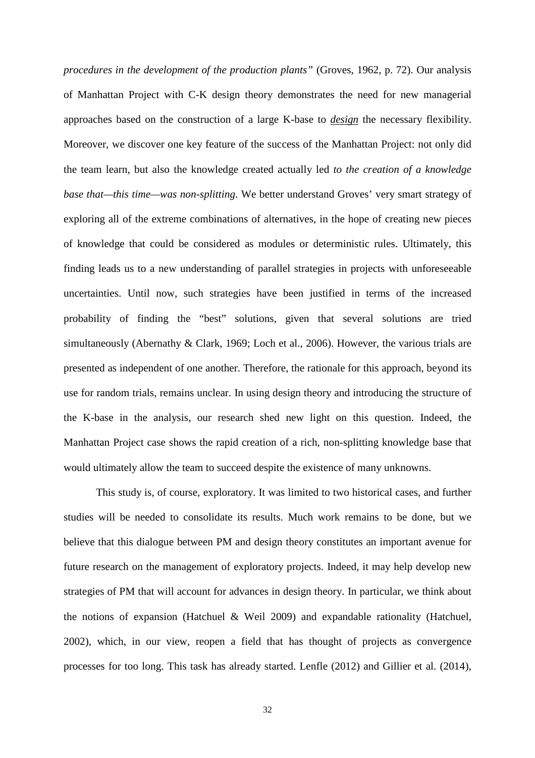*procedures in the development of the production plants"* (Groves, 1962, p. 72). Our analysis of Manhattan Project with C-K design theory demonstrates the need for new managerial approaches based on the construction of a large K-base to ***design*** the necessary flexibility. Moreover, we discover one key feature of the success of the Manhattan Project: not only did the team learn, but also the knowledge created actually led *to the creation of a knowledge base that—this time—was non-splitting*. We better understand Groves' very smart strategy of exploring all of the extreme combinations of alternatives, in the hope of creating new pieces of knowledge that could be considered as modules or deterministic rules. Ultimately, this finding leads us to a new understanding of parallel strategies in projects with unforeseeable uncertainties. Until now, such strategies have been justified in terms of the increased probability of finding the "best" solutions, given that several solutions are tried simultaneously (Abernathy & Clark, 1969; Loch et al., 2006). However, the various trials are presented as independent of one another. Therefore, the rationale for this approach, beyond its use for random trials, remains unclear. In using design theory and introducing the structure of the K-base in the analysis, our research shed new light on this question. Indeed, the Manhattan Project case shows the rapid creation of a rich, non-splitting knowledge base that would ultimately allow the team to succeed despite the existence of many unknowns.

This study is, of course, exploratory. It was limited to two historical cases, and further studies will be needed to consolidate its results. Much work remains to be done, but we believe that this dialogue between PM and design theory constitutes an important avenue for future research on the management of exploratory projects. Indeed, it may help develop new strategies of PM that will account for advances in design theory. In particular, we think about the notions of expansion (Hatchuel & Weil 2009) and expandable rationality (Hatchuel, 2002), which, in our view, reopen a field that has thought of projects as convergence processes for too long. This task has already started. Lenfle (2012) and Gillier et al. (2014),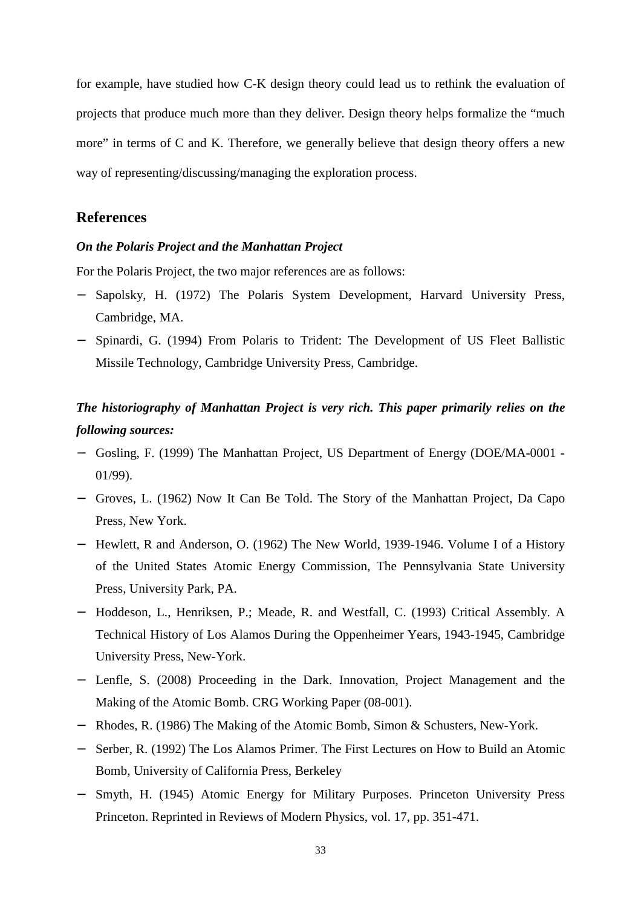for example, have studied how C-K design theory could lead us to rethink the evaluation of projects that produce much more than they deliver. Design theory helps formalize the "much more" in terms of C and K. Therefore, we generally believe that design theory offers a new way of representing/discussing/managing the exploration process.

## References

### *On the Polaris Project and the Manhattan Project*

For the Polaris Project, the two major references are as follows:

- Sapolsky, H. (1972) The Polaris System Development, Harvard University Press, Cambridge, MA.
- Spinardi, G. (1994) From Polaris to Trident: The Development of US Fleet Ballistic Missile Technology, Cambridge University Press, Cambridge.

***The historiography of Manhattan Project is very rich. This paper primarily relies on the following sources:***

- Gosling, F. (1999) The Manhattan Project, US Department of Energy (DOE/MA-0001 - 01/99).
- Groves, L. (1962) Now It Can Be Told. The Story of the Manhattan Project, Da Capo Press, New York.
- Hewlett, R and Anderson, O. (1962) The New World, 1939-1946. Volume I of a History of the United States Atomic Energy Commission, The Pennsylvania State University Press, University Park, PA.
- Hoddeson, L., Henriksen, P.; Meade, R. and Westfall, C. (1993) Critical Assembly. A Technical History of Los Alamos During the Oppenheimer Years, 1943-1945, Cambridge University Press, New-York.
- Lenfle, S. (2008) Proceeding in the Dark. Innovation, Project Management and the Making of the Atomic Bomb. CRG Working Paper (08-001).
- Rhodes, R. (1986) The Making of the Atomic Bomb, Simon & Schusters, New-York.
- Serber, R. (1992) The Los Alamos Primer. The First Lectures on How to Build an Atomic Bomb, University of California Press, Berkeley
- Smyth, H. (1945) Atomic Energy for Military Purposes. Princeton University Press Princeton. Reprinted in Reviews of Modern Physics, vol. 17, pp. 351-471.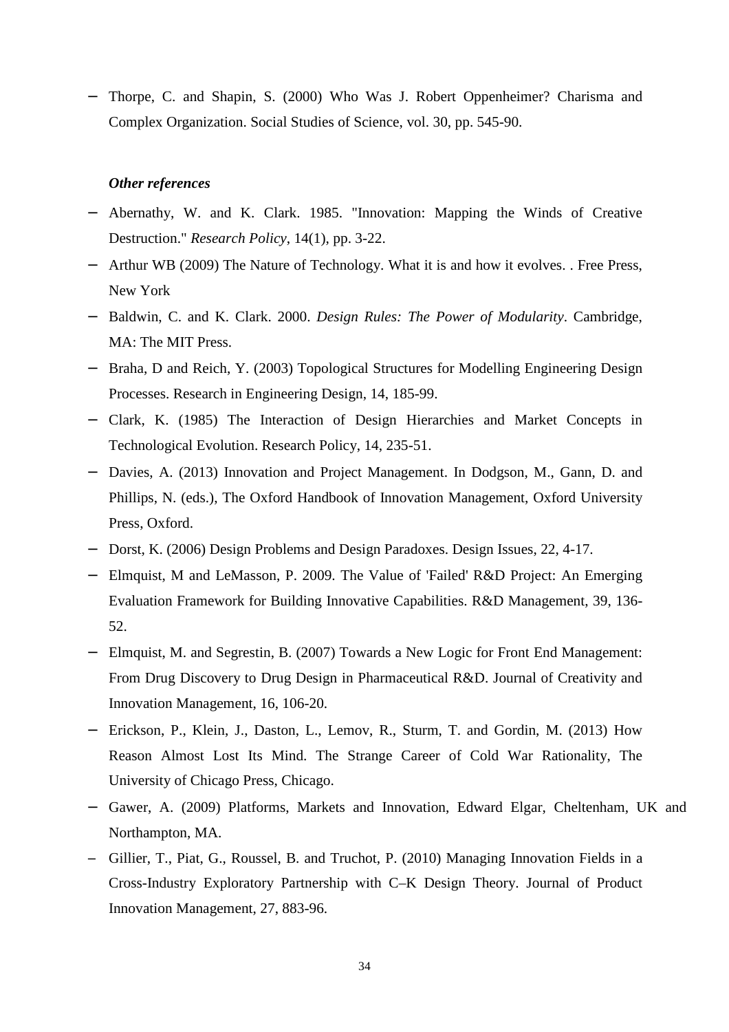- Thorpe, C. and Shapin, S. (2000) Who Was J. Robert Oppenheimer? Charisma and Complex Organization. Social Studies of Science, vol. 30, pp. 545-90.

***Other references***

- Abernathy, W. and K. Clark. 1985. "Innovation: Mapping the Winds of Creative Destruction." *Research Policy*, 14(1), pp. 3-22.
- Arthur WB (2009) The Nature of Technology. What it is and how it evolves. . Free Press, New York
- Baldwin, C. and K. Clark. 2000. *Design Rules: The Power of Modularity*. Cambridge, MA: The MIT Press.
- Braha, D and Reich, Y. (2003) Topological Structures for Modelling Engineering Design Processes. Research in Engineering Design, 14, 185-99.
- Clark, K. (1985) The Interaction of Design Hierarchies and Market Concepts in Technological Evolution. Research Policy, 14, 235-51.
- Davies, A. (2013) Innovation and Project Management. In Dodgson, M., Gann, D. and Phillips, N. (eds.), The Oxford Handbook of Innovation Management, Oxford University Press, Oxford.
- Dorst, K. (2006) Design Problems and Design Paradoxes. Design Issues, 22, 4-17.
- Elmquist, M and LeMasson, P. 2009. The Value of 'Failed' R&D Project: An Emerging Evaluation Framework for Building Innovative Capabilities. R&D Management, 39, 136-52.
- Elmquist, M. and Segrestin, B. (2007) Towards a New Logic for Front End Management: From Drug Discovery to Drug Design in Pharmaceutical R&D. Journal of Creativity and Innovation Management, 16, 106-20.
- Erickson, P., Klein, J., Daston, L., Lemov, R., Sturm, T. and Gordin, M. (2013) How Reason Almost Lost Its Mind. The Strange Career of Cold War Rationality, The University of Chicago Press, Chicago.
- Gawer, A. (2009) Platforms, Markets and Innovation, Edward Elgar, Cheltenham, UK and Northampton, MA.
- Gillier, T., Piat, G., Roussel, B. and Truchot, P. (2010) Managing Innovation Fields in a Cross-Industry Exploratory Partnership with C–K Design Theory. Journal of Product Innovation Management, 27, 883-96.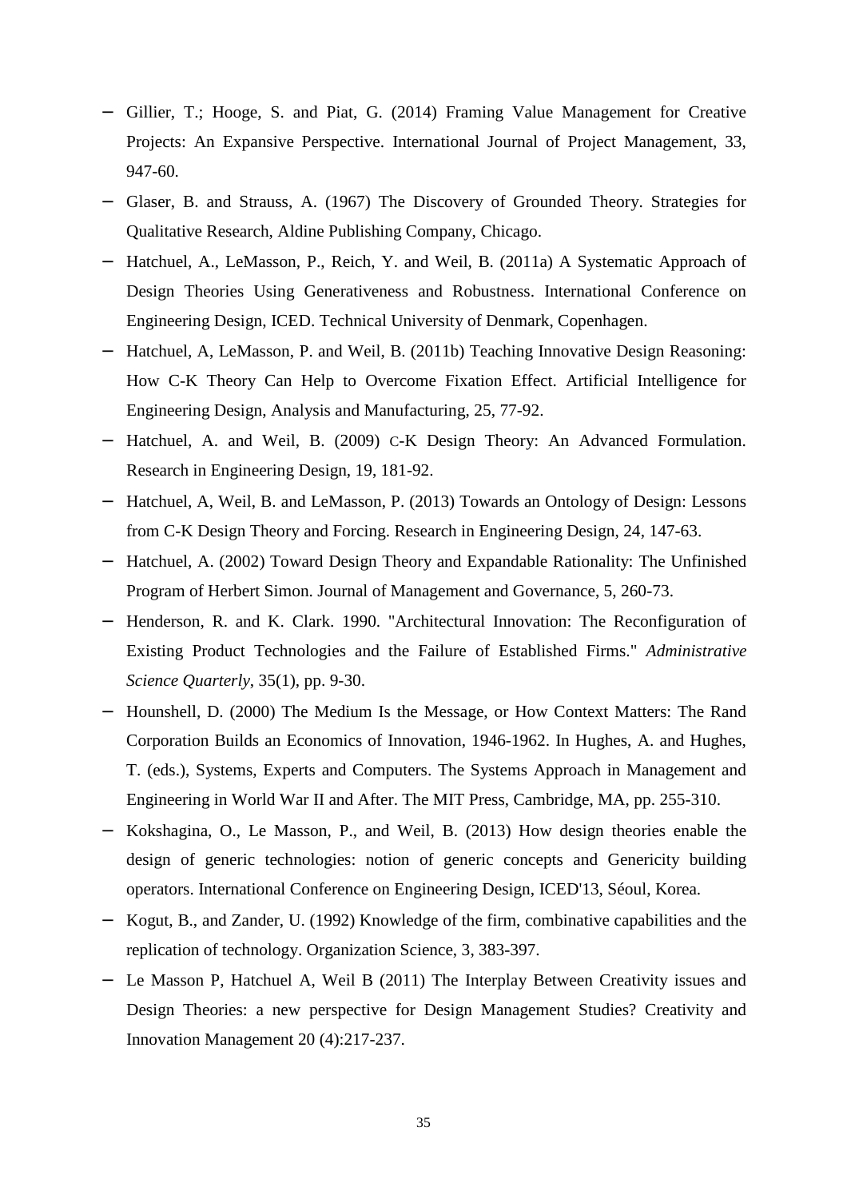- Gillier, T.; Hooge, S. and Piat, G. (2014) Framing Value Management for Creative Projects: An Expansive Perspective. International Journal of Project Management, 33, 947-60.
- Glaser, B. and Strauss, A. (1967) The Discovery of Grounded Theory. Strategies for Qualitative Research, Aldine Publishing Company, Chicago.
- Hatchuel, A., LeMasson, P., Reich, Y. and Weil, B. (2011a) A Systematic Approach of Design Theories Using Generativeness and Robustness. International Conference on Engineering Design, ICED. Technical University of Denmark, Copenhagen.
- Hatchuel, A, LeMasson, P. and Weil, B. (2011b) Teaching Innovative Design Reasoning: How C-K Theory Can Help to Overcome Fixation Effect. Artificial Intelligence for Engineering Design, Analysis and Manufacturing, 25, 77-92.
- Hatchuel, A. and Weil, B. (2009) C-K Design Theory: An Advanced Formulation. Research in Engineering Design, 19, 181-92.
- Hatchuel, A, Weil, B. and LeMasson, P. (2013) Towards an Ontology of Design: Lessons from C-K Design Theory and Forcing. Research in Engineering Design, 24, 147-63.
- Hatchuel, A. (2002) Toward Design Theory and Expandable Rationality: The Unfinished Program of Herbert Simon. Journal of Management and Governance, 5, 260-73.
- Henderson, R. and K. Clark. 1990. "Architectural Innovation: The Reconfiguration of Existing Product Technologies and the Failure of Established Firms." *Administrative Science Quarterly*, 35(1), pp. 9-30.
- Hounshell, D. (2000) The Medium Is the Message, or How Context Matters: The Rand Corporation Builds an Economics of Innovation, 1946-1962. In Hughes, A. and Hughes, T. (eds.), Systems, Experts and Computers. The Systems Approach in Management and Engineering in World War II and After. The MIT Press, Cambridge, MA, pp. 255-310.
- Kokshagina, O., Le Masson, P., and Weil, B. (2013) How design theories enable the design of generic technologies: notion of generic concepts and Genericity building operators. International Conference on Engineering Design, ICED'13, Séoul, Korea.
- Kogut, B., and Zander, U. (1992) Knowledge of the firm, combinative capabilities and the replication of technology. Organization Science, 3, 383-397.
- Le Masson P, Hatchuel A, Weil B (2011) The Interplay Between Creativity issues and Design Theories: a new perspective for Design Management Studies? Creativity and Innovation Management 20 (4):217-237.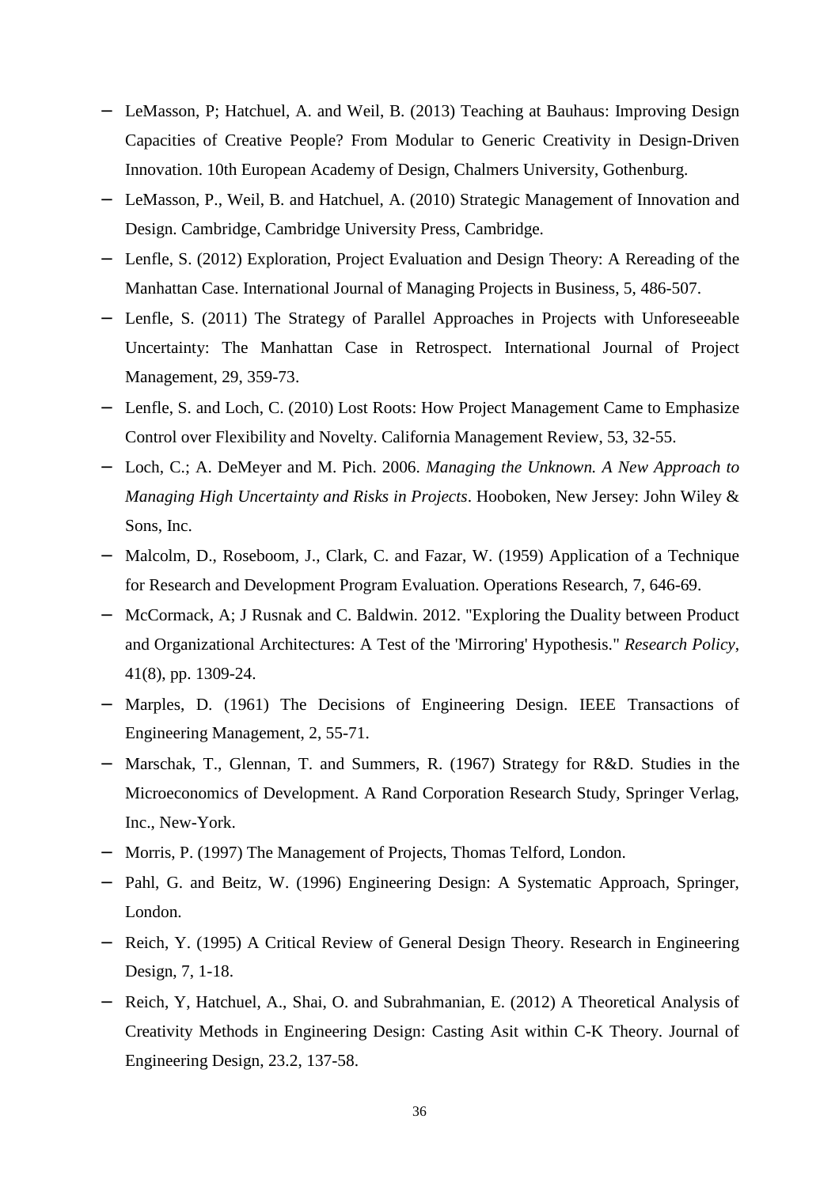- LeMasson, P; Hatchuel, A. and Weil, B. (2013) Teaching at Bauhaus: Improving Design Capacities of Creative People? From Modular to Generic Creativity in Design-Driven Innovation. 10th European Academy of Design, Chalmers University, Gothenburg.
- LeMasson, P., Weil, B. and Hatchuel, A. (2010) Strategic Management of Innovation and Design. Cambridge, Cambridge University Press, Cambridge.
- Lenfle, S. (2012) Exploration, Project Evaluation and Design Theory: A Rereading of the Manhattan Case. International Journal of Managing Projects in Business, 5, 486-507.
- Lenfle, S. (2011) The Strategy of Parallel Approaches in Projects with Unforeseeable Uncertainty: The Manhattan Case in Retrospect. International Journal of Project Management, 29, 359-73.
- Lenfle, S. and Loch, C. (2010) Lost Roots: How Project Management Came to Emphasize Control over Flexibility and Novelty. California Management Review, 53, 32-55.
- Loch, C.; A. DeMeyer and M. Pich. 2006. *Managing the Unknown. A New Approach to Managing High Uncertainty and Risks in Projects*. Hooboken, New Jersey: John Wiley & Sons, Inc.
- Malcolm, D., Roseboom, J., Clark, C. and Fazar, W. (1959) Application of a Technique for Research and Development Program Evaluation. Operations Research, 7, 646-69.
- McCormack, A; J Rusnak and C. Baldwin. 2012. "Exploring the Duality between Product and Organizational Architectures: A Test of the 'Mirroring' Hypothesis." *Research Policy*, 41(8), pp. 1309-24.
- Marples, D. (1961) The Decisions of Engineering Design. IEEE Transactions of Engineering Management, 2, 55-71.
- Marschak, T., Glennan, T. and Summers, R. (1967) Strategy for R&D. Studies in the Microeconomics of Development. A Rand Corporation Research Study, Springer Verlag, Inc., New-York.
- Morris, P. (1997) The Management of Projects, Thomas Telford, London.
- Pahl, G. and Beitz, W. (1996) Engineering Design: A Systematic Approach, Springer, London.
- Reich, Y. (1995) A Critical Review of General Design Theory. Research in Engineering Design, 7, 1-18.
- Reich, Y, Hatchuel, A., Shai, O. and Subrahmanian, E. (2012) A Theoretical Analysis of Creativity Methods in Engineering Design: Casting Asit within C-K Theory. Journal of Engineering Design, 23.2, 137-58.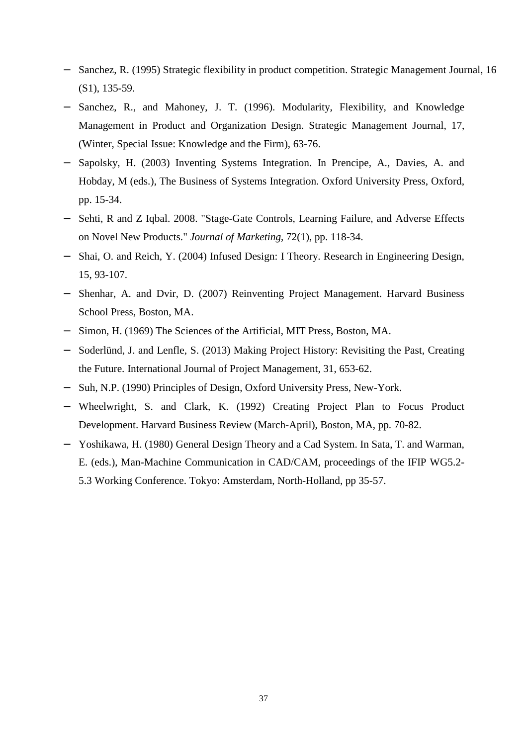- Sanchez, R. (1995) Strategic flexibility in product competition. Strategic Management Journal, 16 (S1), 135-59.
- Sanchez, R., and Mahoney, J. T. (1996). Modularity, Flexibility, and Knowledge Management in Product and Organization Design. Strategic Management Journal, 17, (Winter, Special Issue: Knowledge and the Firm), 63-76.
- Sapolsky, H. (2003) Inventing Systems Integration. In Prencipe, A., Davies, A. and Hobday, M (eds.), The Business of Systems Integration. Oxford University Press, Oxford, pp. 15-34.
- Sehti, R and Z Iqbal. 2008. "Stage-Gate Controls, Learning Failure, and Adverse Effects on Novel New Products." *Journal of Marketing*, 72(1), pp. 118-34.
- Shai, O. and Reich, Y. (2004) Infused Design: I Theory. Research in Engineering Design, 15, 93-107.
- Shenhar, A. and Dvir, D. (2007) Reinventing Project Management. Harvard Business School Press, Boston, MA.
- Simon, H. (1969) The Sciences of the Artificial, MIT Press, Boston, MA.
- Soderlünd, J. and Lenfle, S. (2013) Making Project History: Revisiting the Past, Creating the Future. International Journal of Project Management, 31, 653-62.
- Suh, N.P. (1990) Principles of Design, Oxford University Press, New-York.
- Wheelwright, S. and Clark, K. (1992) Creating Project Plan to Focus Product Development. Harvard Business Review (March-April), Boston, MA, pp. 70-82.
- Yoshikawa, H. (1980) General Design Theory and a Cad System. In Sata, T. and Warman, E. (eds.), Man-Machine Communication in CAD/CAM, proceedings of the IFIP WG5.2-5.3 Working Conference. Tokyo: Amsterdam, North-Holland, pp 35-57.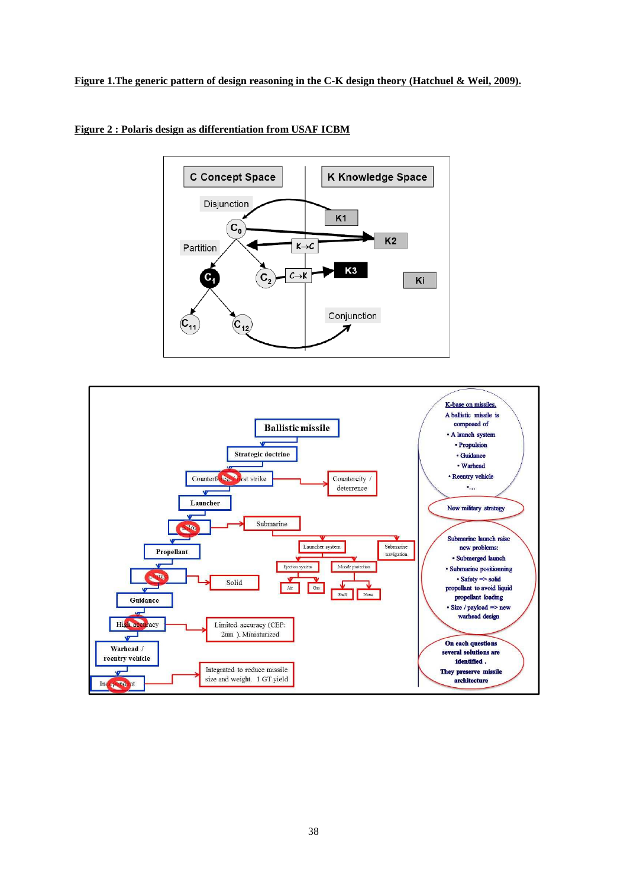**Figure 1.The generic pattern of design reasoning in the C-K design theory (Hatchuel & Weil, 2009).**

**Figure 2 : Polaris design as differentiation from USAF ICBM**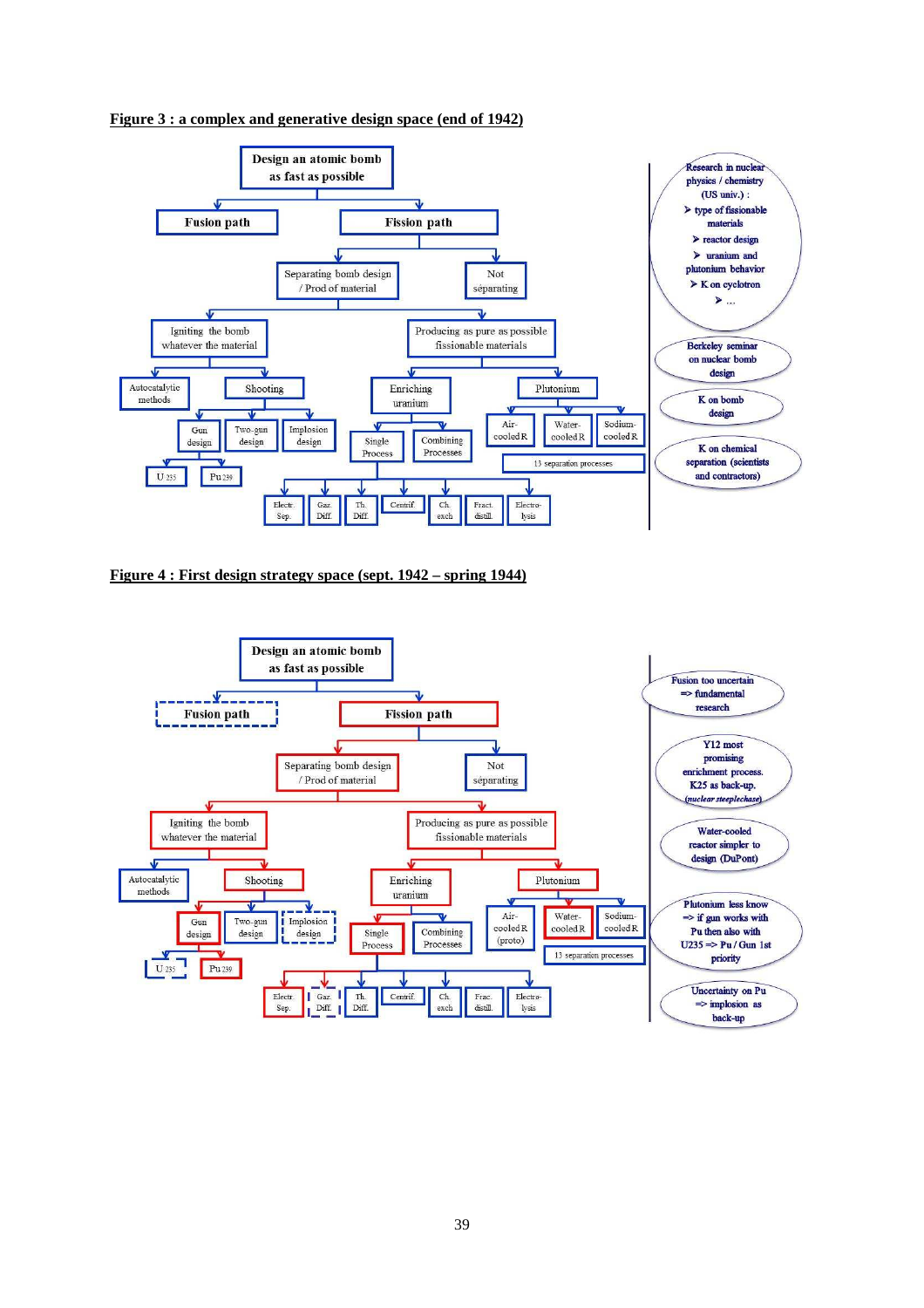**Figure 3 : a complex and generative design space (end of 1942)**

- Design an atomic bomb as fast as possible
  - Fusion path
  - Fission path
    - Separating bomb design / Prod of material
      - Igniting the bomb whatever the material
        - Autocatalytic methods
        - Shooting
          - Gun design
            - U 235
            - Pu 239
          - Two-gun design
          - Implosion design
      - Producing as pure as possible fissionable materials
        - Enriching uranium
          - Single Process
            - Electr. Sep.
            - Gaz Diff.
            - Th. Diff.
            - Centrif.
            - Ch. exch
            - Fract. distill.
            - Electro-lysis
          - Combining Processes
        - Plutonium
          - Air-cooled R
          - Water-cooled R
          - Sodium-cooled R
          - 13 separation processes
    - Not séparating

Research in nuclear physics / chemistry (US univ.) :
- type of fissionable materials
- reactor design
- uranium and plutonium behavior
- K on cyclotron
- …

Berkeley seminar on nuclear bomb design

K on bomb design

K on chemical separation (scientists and contractors)

**Figure 4 : First design strategy space (sept. 1942 – spring 1944)**

- Design an atomic bomb as fast as possible
  - Fusion path
  - Fission path
    - Separating bomb design / Prod of material
      - Igniting the bomb whatever the material
        - Autocatalytic methods
        - Shooting
          - Gun design
            - U 235
            - Pu 239
          - Two-gun design
          - Implosion design
      - Producing as pure as possible fissionable materials
        - Enriching uranium
          - Single Process
            - Electr. Sep.
            - Gaz Diff.
            - Th. Diff.
            - Centrif.
            - Ch. exch
            - Frac. distill.
            - Electro-lysis
          - Combining Processes
        - Plutonium
          - Air-cooled R (proto)
          - Water-cooled R
          - Sodium-cooled R
          - 13 separation processes
    - Not séparating

Fusion too uncertain => fundamental research

Y12 most promising enrichment process. K25 as back-up. *(nuclear steeplechase)*

Water-cooled reactor simpler to design (DuPont)

Plutonium less know => if gun works with Pu then also with U235 => Pu / Gun 1st priority

Uncertainty on Pu => implosion as back-up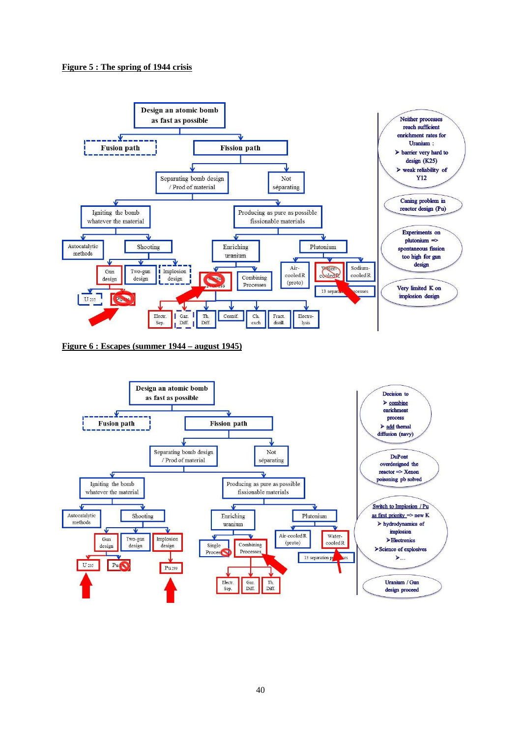**Figure 5 : The spring of 1944 crisis**

Design an atomic bomb as fast as possible

Fusion path

Fission path

Separating bomb design / Prod of material

Not séparating

Igniting the bomb whatever the material

Producing as pure as possible fissionable materials

Autocatalytic methods

Shooting

Enriching uranium

Plutonium

Gun design

Two-gun design

Implosion design

Single process

Combining Processes

Air-cooled R (proto)

Water-cooled R

Sodium-cooled R

U 235

Pu 239

13 separation processes

Electr. Sep.

Gaz. Diff.

Th. Diff.

Centrif.

Ch. exch

Fract. distill.

Electro-lysis

Neither processes reach sufficient enrichment rates for Uranium :

- barrier very hard to design (K25)
- weak reliability of Y12

Caning problem in reactor design (Pu)

Experiments on plutonium => spontaneous fission too high for gun design

Very limited K on implosion design

**Figure 6 : Escapes (summer 1944 – august 1945)**

Design an atomic bomb as fast as possible

Fusion path

Fission path

Separating bomb design / Prod of material

Not séparating

Igniting the bomb whatever the material

Producing as pure as possible fissionable materials

Autocatalytic methods

Shooting

Enriching uranium

Plutonium

Gun design

Two-gun design

Implosion design

Single Process

Combining Processes

Air-cooled R (proto)

Water-cooled R

U 235

Pu

Pu 239

13 separation processes

Electr. Sep.

Gaz. Diff.

Th. Diff.

Decision to

- combine enrichment process
- add thermal diffusion (navy)

DuPont overdesigned the reactor => Xenon poisoning pb solved

Switch to Implosion / Pu as first priority => new K

- hydrodynamics of implosion
- Electronics
- Science of explosives
- …

Uranium / Gun design proceed